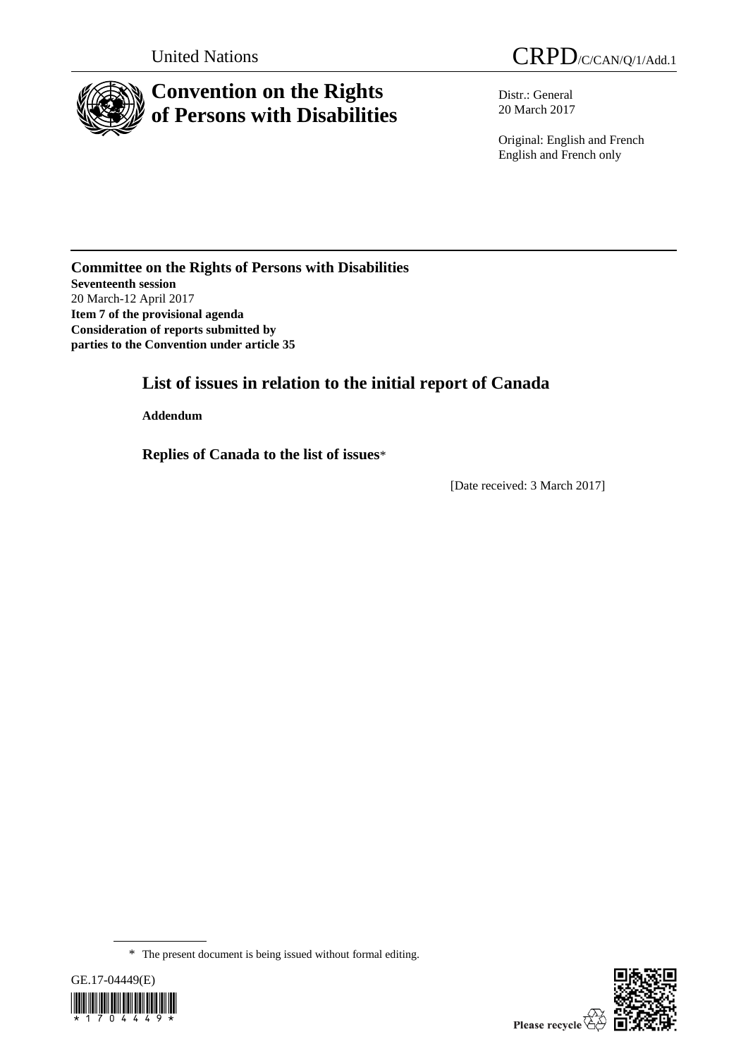United Nations

CRPD/C/CAN/Q/1/Add.1

# Convention on the Rights of Persons with Disabilities

Distr.: General
20 March 2017

Original: English and French
English and French only

**Committee on the Rights of Persons with Disabilities**
**Seventeenth session**
20 March-12 April 2017
**Item 7 of the provisional agenda**
**Consideration of reports submitted by parties to the Convention under article 35**

## List of issues in relation to the initial report of Canada

**Addendum**

### Replies of Canada to the list of issues*

[Date received: 3 March 2017]

\* The present document is being issued without formal editing.

GE.17-04449(E)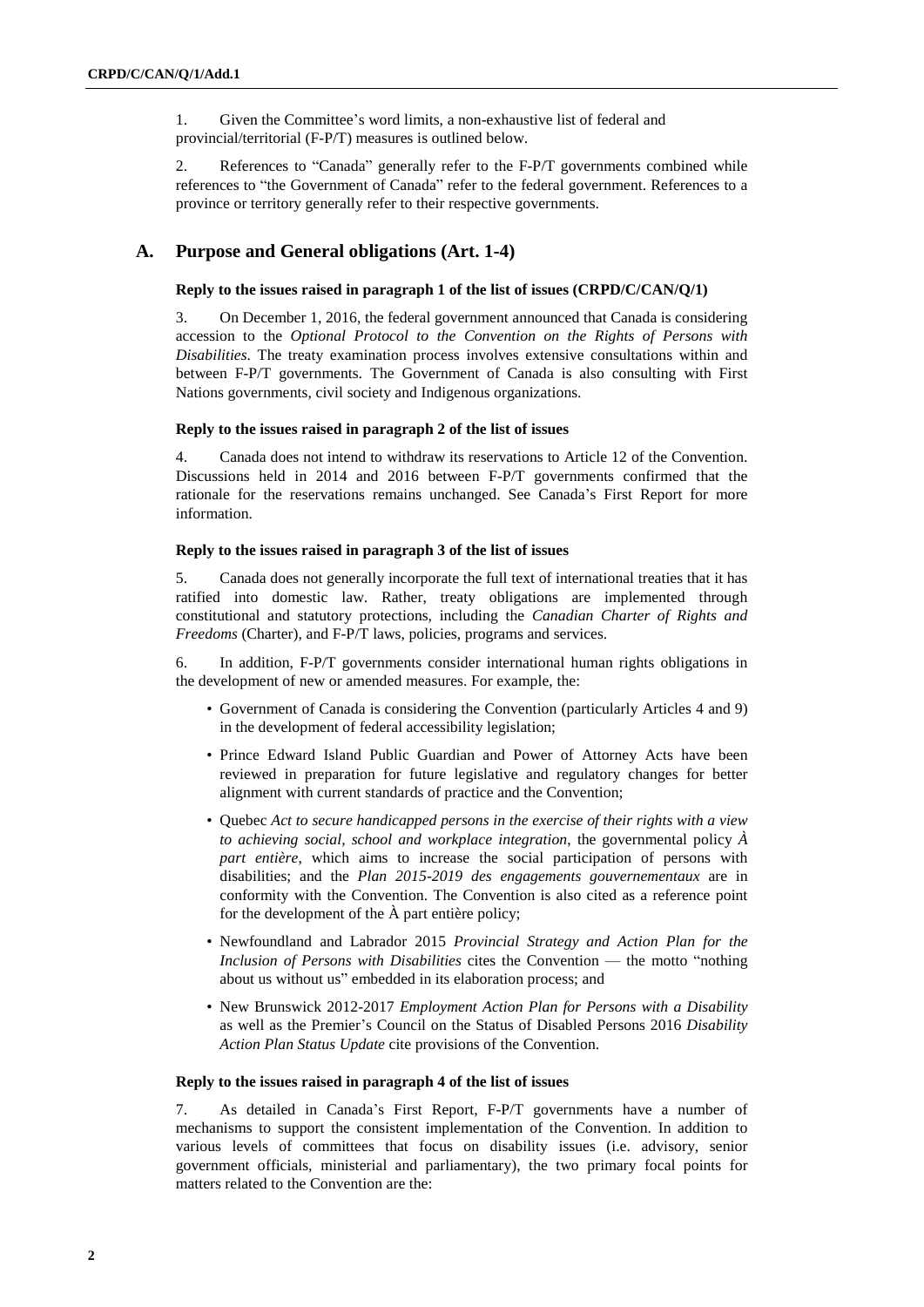1. Given the Committee's word limits, a non-exhaustive list of federal and provincial/territorial (F-P/T) measures is outlined below.

2. References to "Canada" generally refer to the F-P/T governments combined while references to "the Government of Canada" refer to the federal government. References to a province or territory generally refer to their respective governments.

## A. Purpose and General obligations (Art. 1-4)

### Reply to the issues raised in paragraph 1 of the list of issues (CRPD/C/CAN/Q/1)

3. On December 1, 2016, the federal government announced that Canada is considering accession to the *Optional Protocol to the Convention on the Rights of Persons with Disabilities*. The treaty examination process involves extensive consultations within and between F-P/T governments. The Government of Canada is also consulting with First Nations governments, civil society and Indigenous organizations.

### Reply to the issues raised in paragraph 2 of the list of issues

4. Canada does not intend to withdraw its reservations to Article 12 of the Convention. Discussions held in 2014 and 2016 between F-P/T governments confirmed that the rationale for the reservations remains unchanged. See Canada's First Report for more information.

### Reply to the issues raised in paragraph 3 of the list of issues

5. Canada does not generally incorporate the full text of international treaties that it has ratified into domestic law. Rather, treaty obligations are implemented through constitutional and statutory protections, including the *Canadian Charter of Rights and Freedoms* (Charter), and F-P/T laws, policies, programs and services.

6. In addition, F-P/T governments consider international human rights obligations in the development of new or amended measures. For example, the:

- Government of Canada is considering the Convention (particularly Articles 4 and 9) in the development of federal accessibility legislation;
- Prince Edward Island Public Guardian and Power of Attorney Acts have been reviewed in preparation for future legislative and regulatory changes for better alignment with current standards of practice and the Convention;
- Quebec *Act to secure handicapped persons in the exercise of their rights with a view to achieving social, school and workplace integration*, the governmental policy *À part entière*, which aims to increase the social participation of persons with disabilities; and the *Plan 2015-2019 des engagements gouvernementaux* are in conformity with the Convention. The Convention is also cited as a reference point for the development of the À part entière policy;
- Newfoundland and Labrador 2015 *Provincial Strategy and Action Plan for the Inclusion of Persons with Disabilities* cites the Convention — the motto "nothing about us without us" embedded in its elaboration process; and
- New Brunswick 2012-2017 *Employment Action Plan for Persons with a Disability* as well as the Premier's Council on the Status of Disabled Persons 2016 *Disability Action Plan Status Update* cite provisions of the Convention.

### Reply to the issues raised in paragraph 4 of the list of issues

7. As detailed in Canada's First Report, F-P/T governments have a number of mechanisms to support the consistent implementation of the Convention. In addition to various levels of committees that focus on disability issues (i.e. advisory, senior government officials, ministerial and parliamentary), the two primary focal points for matters related to the Convention are the: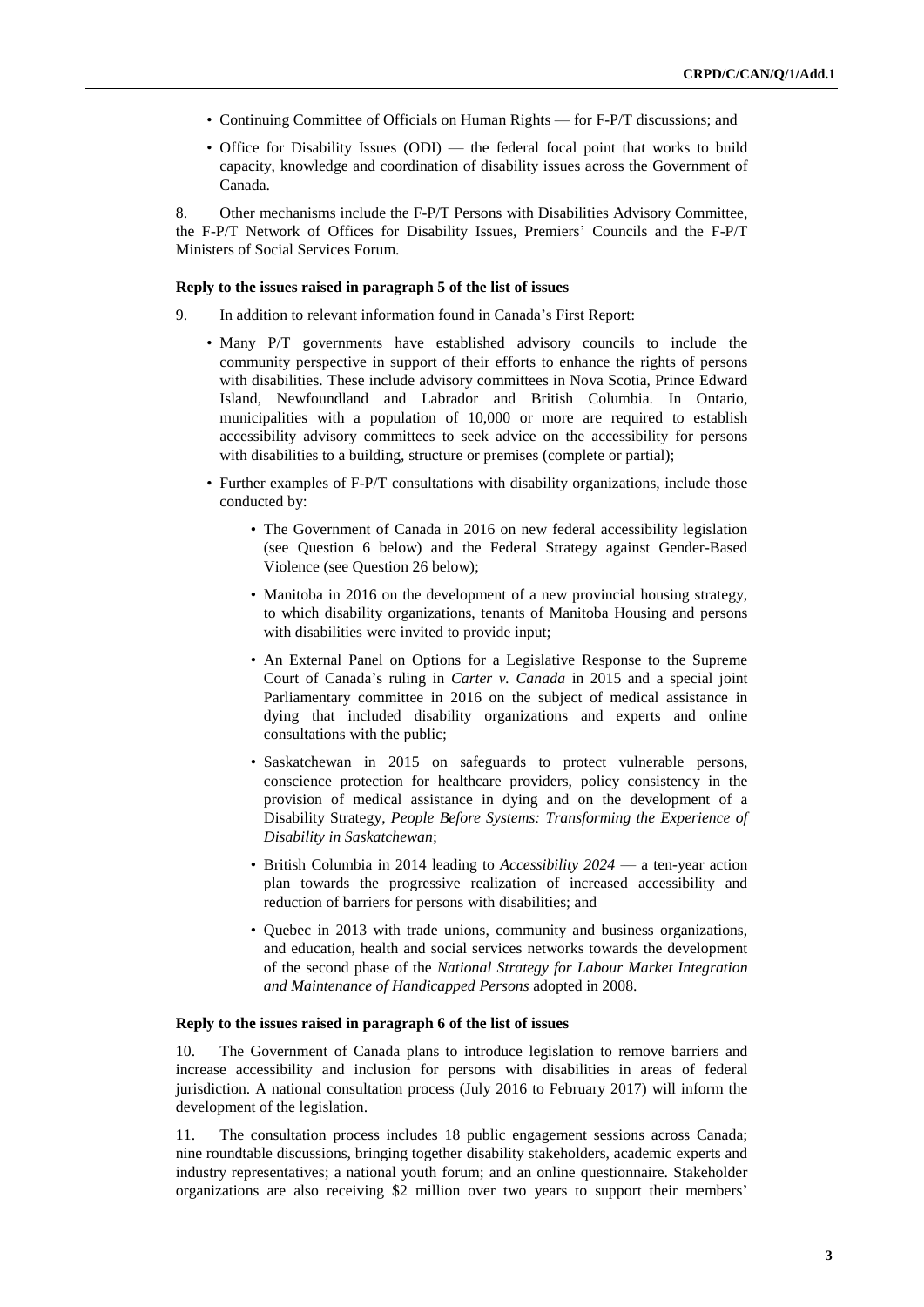- Continuing Committee of Officials on Human Rights — for F-P/T discussions; and
- Office for Disability Issues (ODI) — the federal focal point that works to build capacity, knowledge and coordination of disability issues across the Government of Canada.

8. Other mechanisms include the F-P/T Persons with Disabilities Advisory Committee, the F-P/T Network of Offices for Disability Issues, Premiers' Councils and the F-P/T Ministers of Social Services Forum.

**Reply to the issues raised in paragraph 5 of the list of issues**

9. In addition to relevant information found in Canada's First Report:

- Many P/T governments have established advisory councils to include the community perspective in support of their efforts to enhance the rights of persons with disabilities. These include advisory committees in Nova Scotia, Prince Edward Island, Newfoundland and Labrador and British Columbia. In Ontario, municipalities with a population of 10,000 or more are required to establish accessibility advisory committees to seek advice on the accessibility for persons with disabilities to a building, structure or premises (complete or partial);
- Further examples of F-P/T consultations with disability organizations, include those conducted by:
  - The Government of Canada in 2016 on new federal accessibility legislation (see Question 6 below) and the Federal Strategy against Gender-Based Violence (see Question 26 below);
  - Manitoba in 2016 on the development of a new provincial housing strategy, to which disability organizations, tenants of Manitoba Housing and persons with disabilities were invited to provide input;
  - An External Panel on Options for a Legislative Response to the Supreme Court of Canada's ruling in *Carter v. Canada* in 2015 and a special joint Parliamentary committee in 2016 on the subject of medical assistance in dying that included disability organizations and experts and online consultations with the public;
  - Saskatchewan in 2015 on safeguards to protect vulnerable persons, conscience protection for healthcare providers, policy consistency in the provision of medical assistance in dying and on the development of a Disability Strategy, *People Before Systems: Transforming the Experience of Disability in Saskatchewan*;
  - British Columbia in 2014 leading to *Accessibility 2024* — a ten-year action plan towards the progressive realization of increased accessibility and reduction of barriers for persons with disabilities; and
  - Quebec in 2013 with trade unions, community and business organizations, and education, health and social services networks towards the development of the second phase of the *National Strategy for Labour Market Integration and Maintenance of Handicapped Persons* adopted in 2008.

**Reply to the issues raised in paragraph 6 of the list of issues**

10. The Government of Canada plans to introduce legislation to remove barriers and increase accessibility and inclusion for persons with disabilities in areas of federal jurisdiction. A national consultation process (July 2016 to February 2017) will inform the development of the legislation.

11. The consultation process includes 18 public engagement sessions across Canada; nine roundtable discussions, bringing together disability stakeholders, academic experts and industry representatives; a national youth forum; and an online questionnaire. Stakeholder organizations are also receiving $2 million over two years to support their members'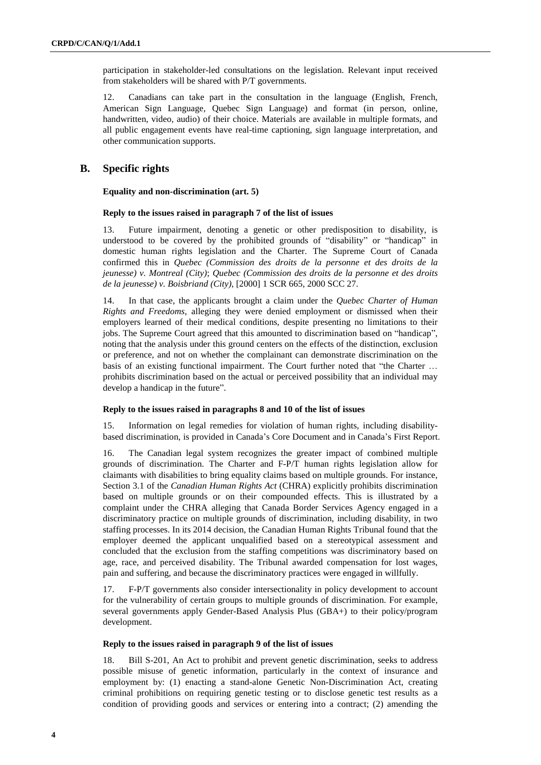participation in stakeholder-led consultations on the legislation. Relevant input received from stakeholders will be shared with P/T governments.

12. Canadians can take part in the consultation in the language (English, French, American Sign Language, Quebec Sign Language) and format (in person, online, handwritten, video, audio) of their choice. Materials are available in multiple formats, and all public engagement events have real-time captioning, sign language interpretation, and other communication supports.

## B. Specific rights

**Equality and non-discrimination (art. 5)**

**Reply to the issues raised in paragraph 7 of the list of issues**

13. Future impairment, denoting a genetic or other predisposition to disability, is understood to be covered by the prohibited grounds of "disability" or "handicap" in domestic human rights legislation and the Charter. The Supreme Court of Canada confirmed this in *Quebec (Commission des droits de la personne et des droits de la jeunesse) v. Montreal (City)*; *Quebec (Commission des droits de la personne et des droits de la jeunesse) v. Boisbriand (City)*, [2000] 1 SCR 665, 2000 SCC 27.

14. In that case, the applicants brought a claim under the *Quebec Charter of Human Rights and Freedoms*, alleging they were denied employment or dismissed when their employers learned of their medical conditions, despite presenting no limitations to their jobs. The Supreme Court agreed that this amounted to discrimination based on "handicap", noting that the analysis under this ground centers on the effects of the distinction, exclusion or preference, and not on whether the complainant can demonstrate discrimination on the basis of an existing functional impairment. The Court further noted that "the Charter … prohibits discrimination based on the actual or perceived possibility that an individual may develop a handicap in the future".

**Reply to the issues raised in paragraphs 8 and 10 of the list of issues**

15. Information on legal remedies for violation of human rights, including disability-based discrimination, is provided in Canada's Core Document and in Canada's First Report.

16. The Canadian legal system recognizes the greater impact of combined multiple grounds of discrimination. The Charter and F-P/T human rights legislation allow for claimants with disabilities to bring equality claims based on multiple grounds. For instance, Section 3.1 of the *Canadian Human Rights Act* (CHRA) explicitly prohibits discrimination based on multiple grounds or on their compounded effects. This is illustrated by a complaint under the CHRA alleging that Canada Border Services Agency engaged in a discriminatory practice on multiple grounds of discrimination, including disability, in two staffing processes. In its 2014 decision, the Canadian Human Rights Tribunal found that the employer deemed the applicant unqualified based on a stereotypical assessment and concluded that the exclusion from the staffing competitions was discriminatory based on age, race, and perceived disability. The Tribunal awarded compensation for lost wages, pain and suffering, and because the discriminatory practices were engaged in willfully.

17. F-P/T governments also consider intersectionality in policy development to account for the vulnerability of certain groups to multiple grounds of discrimination. For example, several governments apply Gender-Based Analysis Plus (GBA+) to their policy/program development.

**Reply to the issues raised in paragraph 9 of the list of issues**

18. Bill S-201, An Act to prohibit and prevent genetic discrimination, seeks to address possible misuse of genetic information, particularly in the context of insurance and employment by: (1) enacting a stand-alone Genetic Non-Discrimination Act, creating criminal prohibitions on requiring genetic testing or to disclose genetic test results as a condition of providing goods and services or entering into a contract; (2) amending the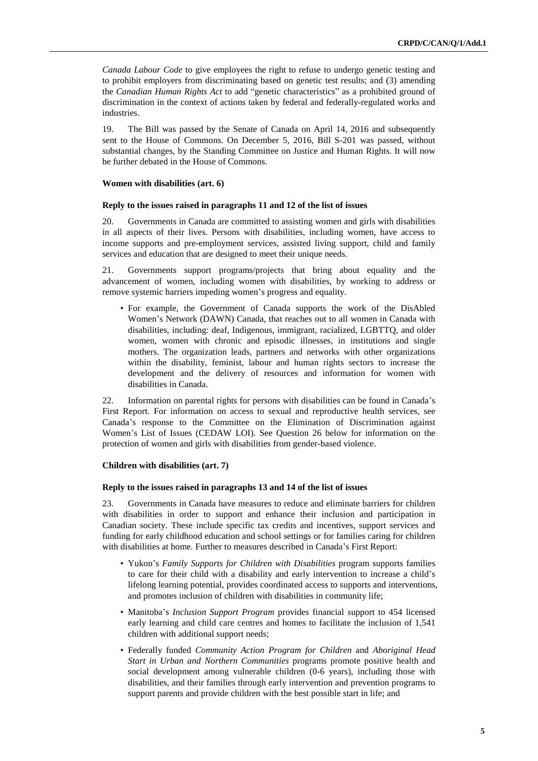*Canada Labour Code* to give employees the right to refuse to undergo genetic testing and to prohibit employers from discriminating based on genetic test results; and (3) amending the *Canadian Human Rights Act* to add "genetic characteristics" as a prohibited ground of discrimination in the context of actions taken by federal and federally-regulated works and industries.

19. The Bill was passed by the Senate of Canada on April 14, 2016 and subsequently sent to the House of Commons. On December 5, 2016, Bill S-201 was passed, without substantial changes, by the Standing Committee on Justice and Human Rights. It will now be further debated in the House of Commons.

### Women with disabilities (art. 6)

#### Reply to the issues raised in paragraphs 11 and 12 of the list of issues

20. Governments in Canada are committed to assisting women and girls with disabilities in all aspects of their lives. Persons with disabilities, including women, have access to income supports and pre-employment services, assisted living support, child and family services and education that are designed to meet their unique needs.

21. Governments support programs/projects that bring about equality and the advancement of women, including women with disabilities, by working to address or remove systemic barriers impeding women's progress and equality.

- For example, the Government of Canada supports the work of the DisAbled Women's Network (DAWN) Canada, that reaches out to all women in Canada with disabilities, including: deaf, Indigenous, immigrant, racialized, LGBTTQ, and older women, women with chronic and episodic illnesses, in institutions and single mothers. The organization leads, partners and networks with other organizations within the disability, feminist, labour and human rights sectors to increase the development and the delivery of resources and information for women with disabilities in Canada.

22. Information on parental rights for persons with disabilities can be found in Canada's First Report. For information on access to sexual and reproductive health services, see Canada's response to the Committee on the Elimination of Discrimination against Women's List of Issues (CEDAW LOI). See Question 26 below for information on the protection of women and girls with disabilities from gender-based violence.

### Children with disabilities (art. 7)

#### Reply to the issues raised in paragraphs 13 and 14 of the list of issues

23. Governments in Canada have measures to reduce and eliminate barriers for children with disabilities in order to support and enhance their inclusion and participation in Canadian society. These include specific tax credits and incentives, support services and funding for early childhood education and school settings or for families caring for children with disabilities at home. Further to measures described in Canada's First Report:

- Yukon's *Family Supports for Children with Disabilities* program supports families to care for their child with a disability and early intervention to increase a child's lifelong learning potential, provides coordinated access to supports and interventions, and promotes inclusion of children with disabilities in community life;
- Manitoba's *Inclusion Support Program* provides financial support to 454 licensed early learning and child care centres and homes to facilitate the inclusion of 1,541 children with additional support needs;
- Federally funded *Community Action Program for Children* and *Aboriginal Head Start in Urban and Northern Communities* programs promote positive health and social development among vulnerable children (0-6 years), including those with disabilities, and their families through early intervention and prevention programs to support parents and provide children with the best possible start in life; and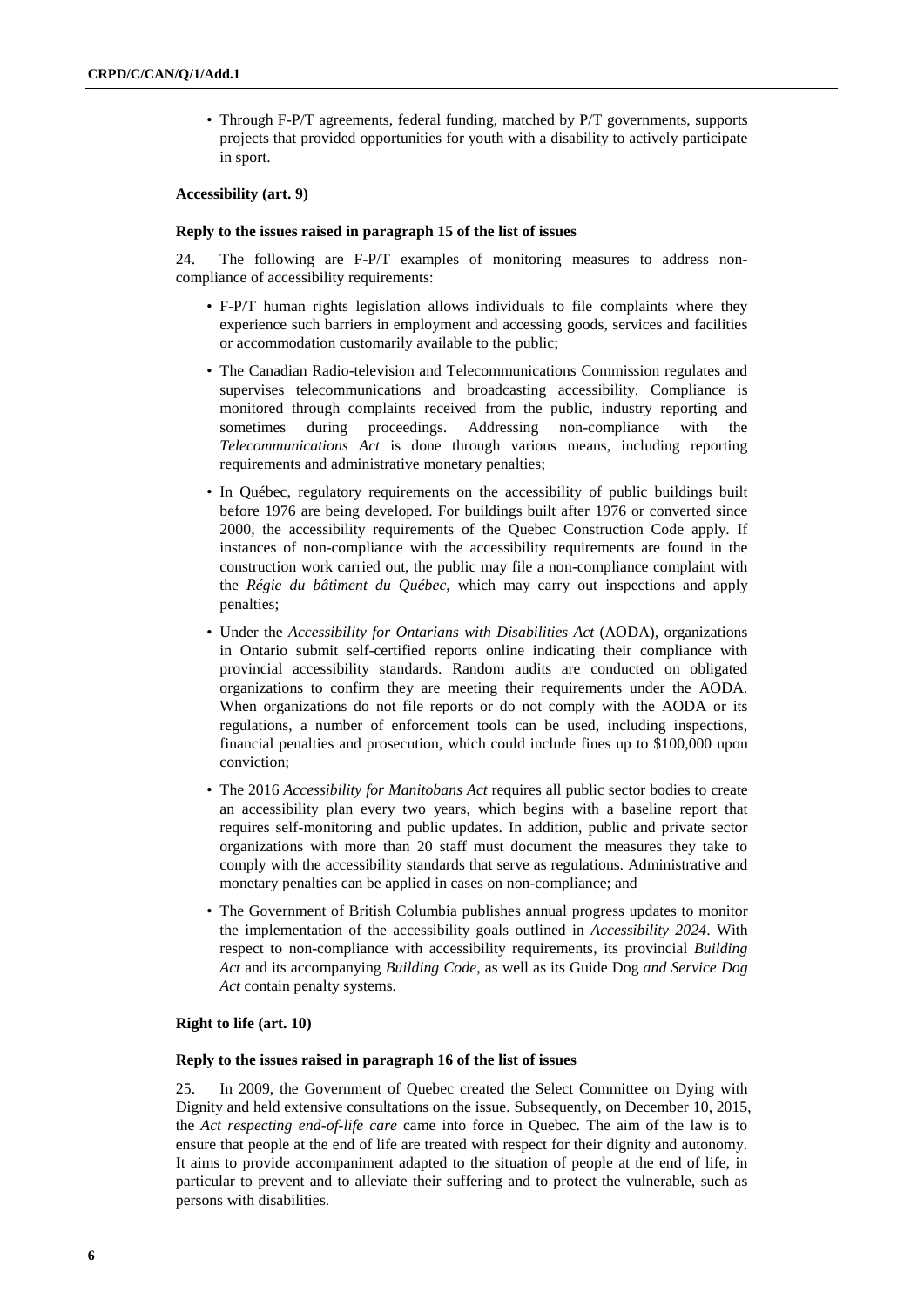- Through F-P/T agreements, federal funding, matched by P/T governments, supports projects that provided opportunities for youth with a disability to actively participate in sport.

### Accessibility (art. 9)

#### Reply to the issues raised in paragraph 15 of the list of issues

24. The following are F-P/T examples of monitoring measures to address non-compliance of accessibility requirements:

- F-P/T human rights legislation allows individuals to file complaints where they experience such barriers in employment and accessing goods, services and facilities or accommodation customarily available to the public;
- The Canadian Radio-television and Telecommunications Commission regulates and supervises telecommunications and broadcasting accessibility. Compliance is monitored through complaints received from the public, industry reporting and sometimes during proceedings. Addressing non-compliance with the *Telecommunications Act* is done through various means, including reporting requirements and administrative monetary penalties;
- In Québec, regulatory requirements on the accessibility of public buildings built before 1976 are being developed. For buildings built after 1976 or converted since 2000, the accessibility requirements of the Quebec Construction Code apply. If instances of non-compliance with the accessibility requirements are found in the construction work carried out, the public may file a non-compliance complaint with the *Régie du bâtiment du Québec*, which may carry out inspections and apply penalties;
- Under the *Accessibility for Ontarians with Disabilities Act* (AODA), organizations in Ontario submit self-certified reports online indicating their compliance with provincial accessibility standards. Random audits are conducted on obligated organizations to confirm they are meeting their requirements under the AODA. When organizations do not file reports or do not comply with the AODA or its regulations, a number of enforcement tools can be used, including inspections, financial penalties and prosecution, which could include fines up to $100,000 upon conviction;
- The 2016 *Accessibility for Manitobans Act* requires all public sector bodies to create an accessibility plan every two years, which begins with a baseline report that requires self-monitoring and public updates. In addition, public and private sector organizations with more than 20 staff must document the measures they take to comply with the accessibility standards that serve as regulations. Administrative and monetary penalties can be applied in cases on non-compliance; and
- The Government of British Columbia publishes annual progress updates to monitor the implementation of the accessibility goals outlined in *Accessibility 2024*. With respect to non-compliance with accessibility requirements, its provincial *Building Act* and its accompanying *Building Code*, as well as its Guide Dog *and Service Dog Act* contain penalty systems.

### Right to life (art. 10)

#### Reply to the issues raised in paragraph 16 of the list of issues

25. In 2009, the Government of Quebec created the Select Committee on Dying with Dignity and held extensive consultations on the issue. Subsequently, on December 10, 2015, the *Act respecting end-of-life care* came into force in Quebec. The aim of the law is to ensure that people at the end of life are treated with respect for their dignity and autonomy. It aims to provide accompaniment adapted to the situation of people at the end of life, in particular to prevent and to alleviate their suffering and to protect the vulnerable, such as persons with disabilities.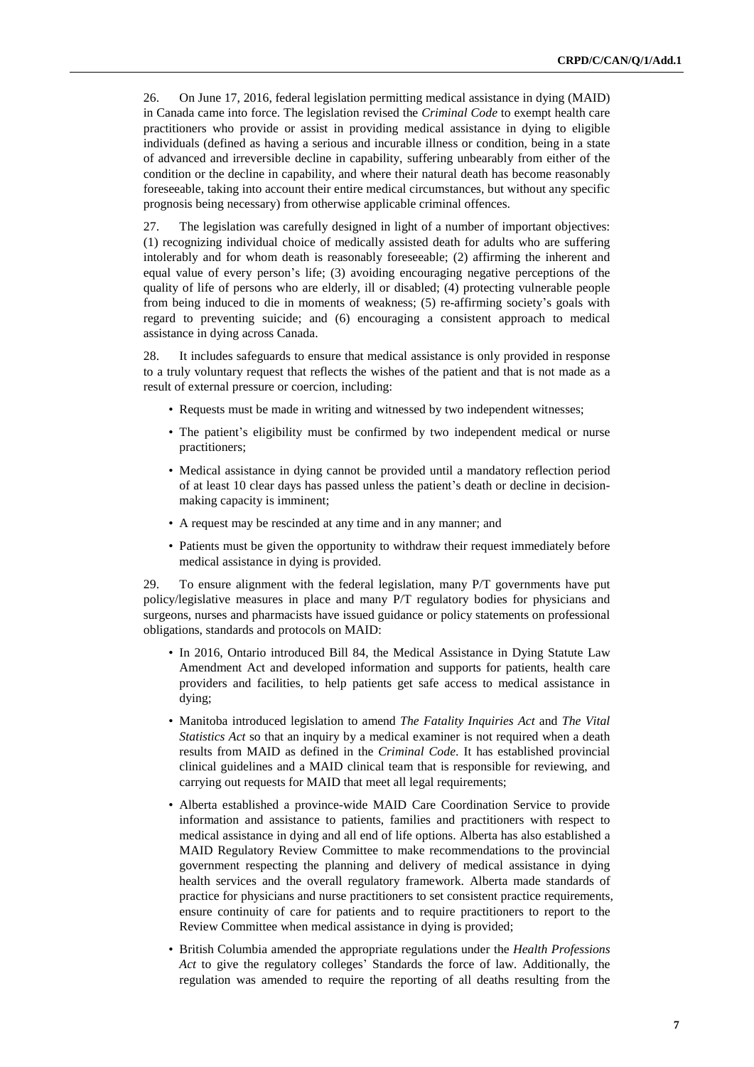26. On June 17, 2016, federal legislation permitting medical assistance in dying (MAID) in Canada came into force. The legislation revised the *Criminal Code* to exempt health care practitioners who provide or assist in providing medical assistance in dying to eligible individuals (defined as having a serious and incurable illness or condition, being in a state of advanced and irreversible decline in capability, suffering unbearably from either of the condition or the decline in capability, and where their natural death has become reasonably foreseeable, taking into account their entire medical circumstances, but without any specific prognosis being necessary) from otherwise applicable criminal offences.

27. The legislation was carefully designed in light of a number of important objectives: (1) recognizing individual choice of medically assisted death for adults who are suffering intolerably and for whom death is reasonably foreseeable; (2) affirming the inherent and equal value of every person's life; (3) avoiding encouraging negative perceptions of the quality of life of persons who are elderly, ill or disabled; (4) protecting vulnerable people from being induced to die in moments of weakness; (5) re-affirming society's goals with regard to preventing suicide; and (6) encouraging a consistent approach to medical assistance in dying across Canada.

28. It includes safeguards to ensure that medical assistance is only provided in response to a truly voluntary request that reflects the wishes of the patient and that is not made as a result of external pressure or coercion, including:

- Requests must be made in writing and witnessed by two independent witnesses;
- The patient's eligibility must be confirmed by two independent medical or nurse practitioners;
- Medical assistance in dying cannot be provided until a mandatory reflection period of at least 10 clear days has passed unless the patient's death or decline in decision-making capacity is imminent;
- A request may be rescinded at any time and in any manner; and
- Patients must be given the opportunity to withdraw their request immediately before medical assistance in dying is provided.

29. To ensure alignment with the federal legislation, many P/T governments have put policy/legislative measures in place and many P/T regulatory bodies for physicians and surgeons, nurses and pharmacists have issued guidance or policy statements on professional obligations, standards and protocols on MAID:

- In 2016, Ontario introduced Bill 84, the Medical Assistance in Dying Statute Law Amendment Act and developed information and supports for patients, health care providers and facilities, to help patients get safe access to medical assistance in dying;
- Manitoba introduced legislation to amend *The Fatality Inquiries Act* and *The Vital Statistics Act* so that an inquiry by a medical examiner is not required when a death results from MAID as defined in the *Criminal Code*. It has established provincial clinical guidelines and a MAID clinical team that is responsible for reviewing, and carrying out requests for MAID that meet all legal requirements;
- Alberta established a province-wide MAID Care Coordination Service to provide information and assistance to patients, families and practitioners with respect to medical assistance in dying and all end of life options. Alberta has also established a MAID Regulatory Review Committee to make recommendations to the provincial government respecting the planning and delivery of medical assistance in dying health services and the overall regulatory framework. Alberta made standards of practice for physicians and nurse practitioners to set consistent practice requirements, ensure continuity of care for patients and to require practitioners to report to the Review Committee when medical assistance in dying is provided;
- British Columbia amended the appropriate regulations under the *Health Professions Act* to give the regulatory colleges' Standards the force of law. Additionally, the regulation was amended to require the reporting of all deaths resulting from the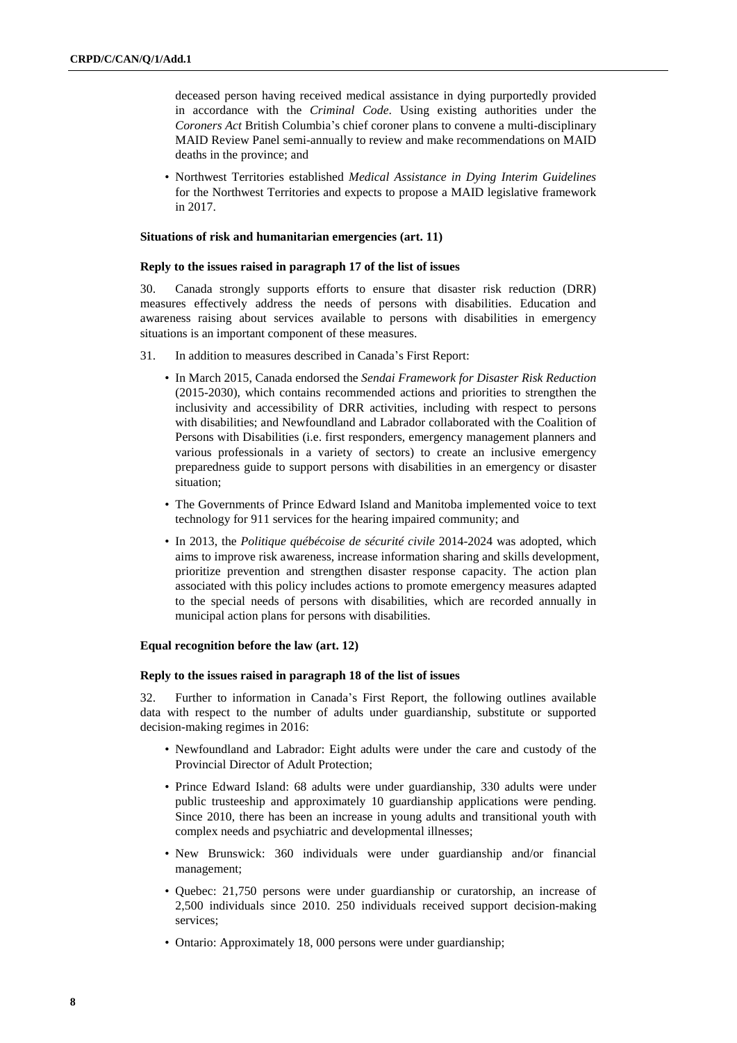deceased person having received medical assistance in dying purportedly provided in accordance with the *Criminal Code*. Using existing authorities under the *Coroners Act* British Columbia's chief coroner plans to convene a multi-disciplinary MAID Review Panel semi-annually to review and make recommendations on MAID deaths in the province; and

- Northwest Territories established *Medical Assistance in Dying Interim Guidelines* for the Northwest Territories and expects to propose a MAID legislative framework in 2017.

#### Situations of risk and humanitarian emergencies (art. 11)

#### Reply to the issues raised in paragraph 17 of the list of issues

30. Canada strongly supports efforts to ensure that disaster risk reduction (DRR) measures effectively address the needs of persons with disabilities. Education and awareness raising about services available to persons with disabilities in emergency situations is an important component of these measures.

31. In addition to measures described in Canada's First Report:

- In March 2015, Canada endorsed the *Sendai Framework for Disaster Risk Reduction* (2015-2030), which contains recommended actions and priorities to strengthen the inclusivity and accessibility of DRR activities, including with respect to persons with disabilities; and Newfoundland and Labrador collaborated with the Coalition of Persons with Disabilities (i.e. first responders, emergency management planners and various professionals in a variety of sectors) to create an inclusive emergency preparedness guide to support persons with disabilities in an emergency or disaster situation;
- The Governments of Prince Edward Island and Manitoba implemented voice to text technology for 911 services for the hearing impaired community; and
- In 2013, the *Politique québécoise de sécurité civile* 2014-2024 was adopted, which aims to improve risk awareness, increase information sharing and skills development, prioritize prevention and strengthen disaster response capacity. The action plan associated with this policy includes actions to promote emergency measures adapted to the special needs of persons with disabilities, which are recorded annually in municipal action plans for persons with disabilities.

#### Equal recognition before the law (art. 12)

#### Reply to the issues raised in paragraph 18 of the list of issues

32. Further to information in Canada's First Report, the following outlines available data with respect to the number of adults under guardianship, substitute or supported decision-making regimes in 2016:

- Newfoundland and Labrador: Eight adults were under the care and custody of the Provincial Director of Adult Protection;
- Prince Edward Island: 68 adults were under guardianship, 330 adults were under public trusteeship and approximately 10 guardianship applications were pending. Since 2010, there has been an increase in young adults and transitional youth with complex needs and psychiatric and developmental illnesses;
- New Brunswick: 360 individuals were under guardianship and/or financial management;
- Quebec: 21,750 persons were under guardianship or curatorship, an increase of 2,500 individuals since 2010. 250 individuals received support decision-making services;
- Ontario: Approximately 18, 000 persons were under guardianship;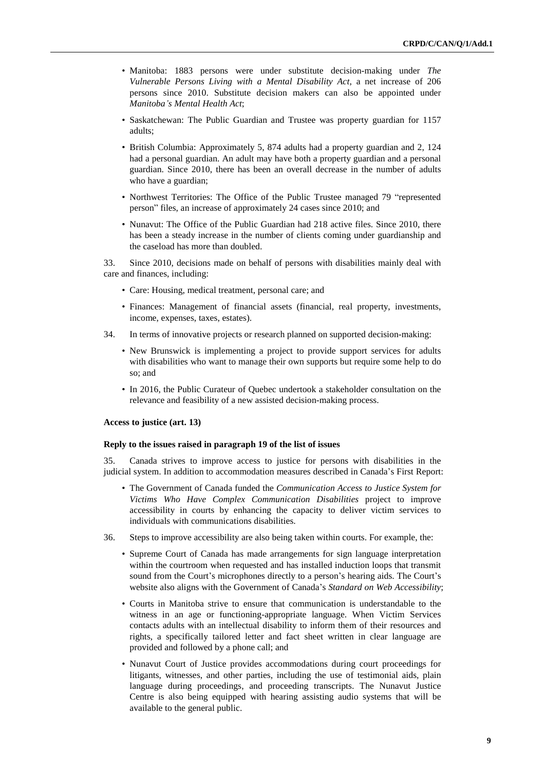- Manitoba: 1883 persons were under substitute decision-making under *The Vulnerable Persons Living with a Mental Disability Act*, a net increase of 206 persons since 2010. Substitute decision makers can also be appointed under *Manitoba's Mental Health Act*;
- Saskatchewan: The Public Guardian and Trustee was property guardian for 1157 adults;
- British Columbia: Approximately 5, 874 adults had a property guardian and 2, 124 had a personal guardian. An adult may have both a property guardian and a personal guardian. Since 2010, there has been an overall decrease in the number of adults who have a guardian;
- Northwest Territories: The Office of the Public Trustee managed 79 "represented person" files, an increase of approximately 24 cases since 2010; and
- Nunavut: The Office of the Public Guardian had 218 active files. Since 2010, there has been a steady increase in the number of clients coming under guardianship and the caseload has more than doubled.

33. Since 2010, decisions made on behalf of persons with disabilities mainly deal with care and finances, including:

- Care: Housing, medical treatment, personal care; and
- Finances: Management of financial assets (financial, real property, investments, income, expenses, taxes, estates).

34. In terms of innovative projects or research planned on supported decision-making:

- New Brunswick is implementing a project to provide support services for adults with disabilities who want to manage their own supports but require some help to do so; and
- In 2016, the Public Curateur of Quebec undertook a stakeholder consultation on the relevance and feasibility of a new assisted decision-making process.

**Access to justice (art. 13)**

**Reply to the issues raised in paragraph 19 of the list of issues**

35. Canada strives to improve access to justice for persons with disabilities in the judicial system. In addition to accommodation measures described in Canada's First Report:

- The Government of Canada funded the *Communication Access to Justice System for Victims Who Have Complex Communication Disabilities* project to improve accessibility in courts by enhancing the capacity to deliver victim services to individuals with communications disabilities.

36. Steps to improve accessibility are also being taken within courts. For example, the:

- Supreme Court of Canada has made arrangements for sign language interpretation within the courtroom when requested and has installed induction loops that transmit sound from the Court's microphones directly to a person's hearing aids. The Court's website also aligns with the Government of Canada's *Standard on Web Accessibility*;
- Courts in Manitoba strive to ensure that communication is understandable to the witness in an age or functioning-appropriate language. When Victim Services contacts adults with an intellectual disability to inform them of their resources and rights, a specifically tailored letter and fact sheet written in clear language are provided and followed by a phone call; and
- Nunavut Court of Justice provides accommodations during court proceedings for litigants, witnesses, and other parties, including the use of testimonial aids, plain language during proceedings, and proceeding transcripts. The Nunavut Justice Centre is also being equipped with hearing assisting audio systems that will be available to the general public.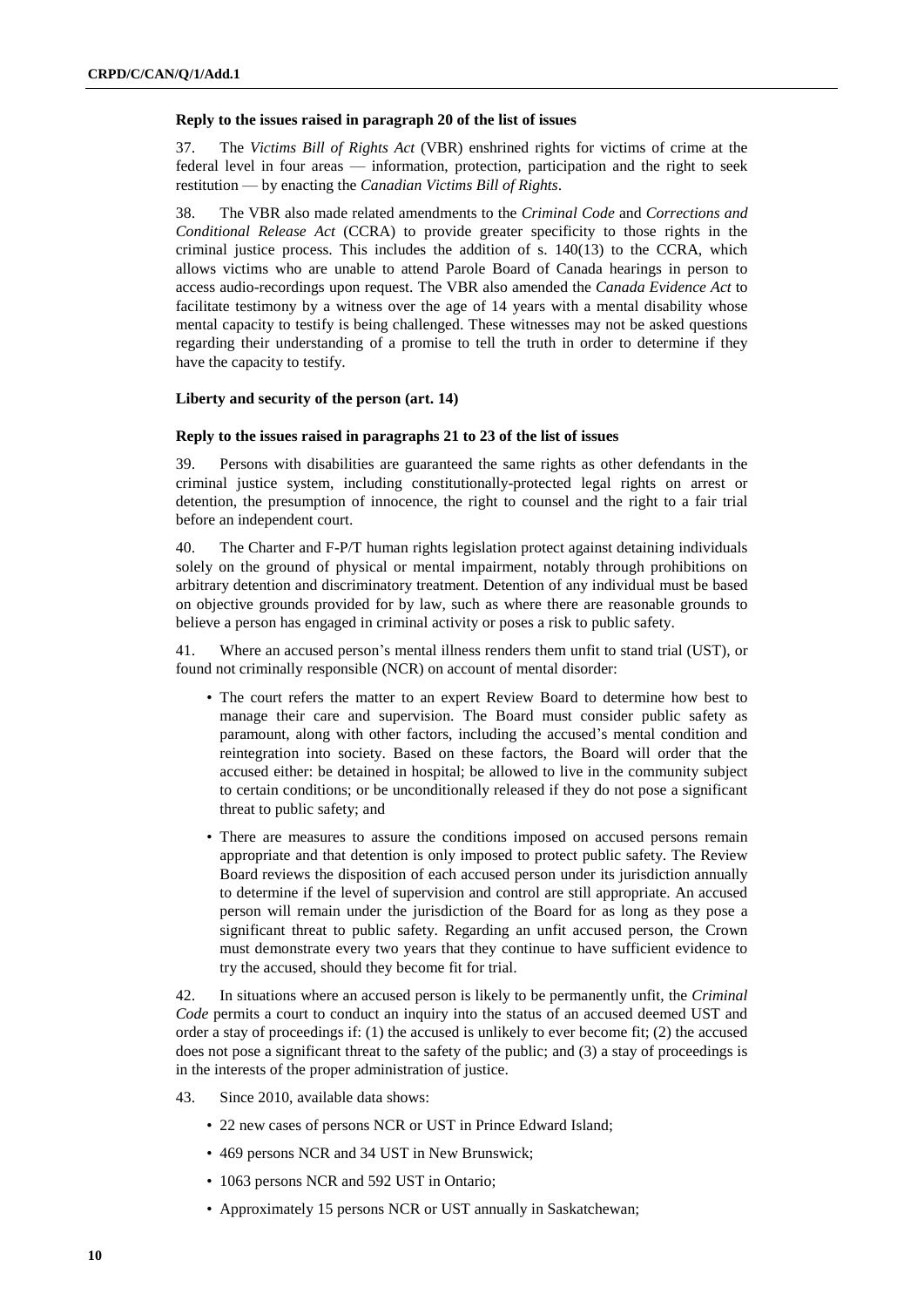**Reply to the issues raised in paragraph 20 of the list of issues**

37. The *Victims Bill of Rights Act* (VBR) enshrined rights for victims of crime at the federal level in four areas — information, protection, participation and the right to seek restitution — by enacting the *Canadian Victims Bill of Rights*.

38. The VBR also made related amendments to the *Criminal Code* and *Corrections and Conditional Release Act* (CCRA) to provide greater specificity to those rights in the criminal justice process. This includes the addition of s. 140(13) to the CCRA, which allows victims who are unable to attend Parole Board of Canada hearings in person to access audio-recordings upon request. The VBR also amended the *Canada Evidence Act* to facilitate testimony by a witness over the age of 14 years with a mental disability whose mental capacity to testify is being challenged. These witnesses may not be asked questions regarding their understanding of a promise to tell the truth in order to determine if they have the capacity to testify.

**Liberty and security of the person (art. 14)**

**Reply to the issues raised in paragraphs 21 to 23 of the list of issues**

39. Persons with disabilities are guaranteed the same rights as other defendants in the criminal justice system, including constitutionally-protected legal rights on arrest or detention, the presumption of innocence, the right to counsel and the right to a fair trial before an independent court.

40. The Charter and F-P/T human rights legislation protect against detaining individuals solely on the ground of physical or mental impairment, notably through prohibitions on arbitrary detention and discriminatory treatment. Detention of any individual must be based on objective grounds provided for by law, such as where there are reasonable grounds to believe a person has engaged in criminal activity or poses a risk to public safety.

41. Where an accused person's mental illness renders them unfit to stand trial (UST), or found not criminally responsible (NCR) on account of mental disorder:

- The court refers the matter to an expert Review Board to determine how best to manage their care and supervision. The Board must consider public safety as paramount, along with other factors, including the accused's mental condition and reintegration into society. Based on these factors, the Board will order that the accused either: be detained in hospital; be allowed to live in the community subject to certain conditions; or be unconditionally released if they do not pose a significant threat to public safety; and
- There are measures to assure the conditions imposed on accused persons remain appropriate and that detention is only imposed to protect public safety. The Review Board reviews the disposition of each accused person under its jurisdiction annually to determine if the level of supervision and control are still appropriate. An accused person will remain under the jurisdiction of the Board for as long as they pose a significant threat to public safety. Regarding an unfit accused person, the Crown must demonstrate every two years that they continue to have sufficient evidence to try the accused, should they become fit for trial.

42. In situations where an accused person is likely to be permanently unfit, the *Criminal Code* permits a court to conduct an inquiry into the status of an accused deemed UST and order a stay of proceedings if: (1) the accused is unlikely to ever become fit; (2) the accused does not pose a significant threat to the safety of the public; and (3) a stay of proceedings is in the interests of the proper administration of justice.

43. Since 2010, available data shows:

- 22 new cases of persons NCR or UST in Prince Edward Island;
- 469 persons NCR and 34 UST in New Brunswick;
- 1063 persons NCR and 592 UST in Ontario;
- Approximately 15 persons NCR or UST annually in Saskatchewan;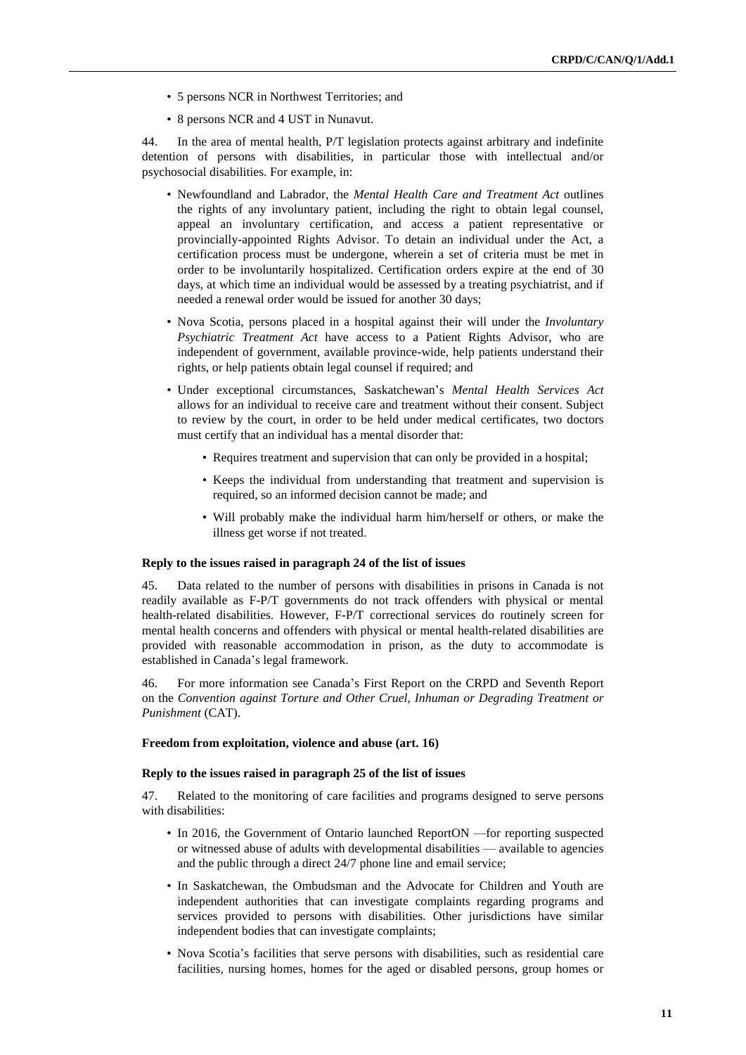- 5 persons NCR in Northwest Territories; and
- 8 persons NCR and 4 UST in Nunavut.

44. In the area of mental health, P/T legislation protects against arbitrary and indefinite detention of persons with disabilities, in particular those with intellectual and/or psychosocial disabilities. For example, in:

- Newfoundland and Labrador, the *Mental Health Care and Treatment Act* outlines the rights of any involuntary patient, including the right to obtain legal counsel, appeal an involuntary certification, and access a patient representative or provincially-appointed Rights Advisor. To detain an individual under the Act, a certification process must be undergone, wherein a set of criteria must be met in order to be involuntarily hospitalized. Certification orders expire at the end of 30 days, at which time an individual would be assessed by a treating psychiatrist, and if needed a renewal order would be issued for another 30 days;
- Nova Scotia, persons placed in a hospital against their will under the *Involuntary Psychiatric Treatment Act* have access to a Patient Rights Advisor, who are independent of government, available province-wide, help patients understand their rights, or help patients obtain legal counsel if required; and
- Under exceptional circumstances, Saskatchewan's *Mental Health Services Act* allows for an individual to receive care and treatment without their consent. Subject to review by the court, in order to be held under medical certificates, two doctors must certify that an individual has a mental disorder that:
  - Requires treatment and supervision that can only be provided in a hospital;
  - Keeps the individual from understanding that treatment and supervision is required, so an informed decision cannot be made; and
  - Will probably make the individual harm him/herself or others, or make the illness get worse if not treated.

**Reply to the issues raised in paragraph 24 of the list of issues**

45. Data related to the number of persons with disabilities in prisons in Canada is not readily available as F-P/T governments do not track offenders with physical or mental health-related disabilities. However, F-P/T correctional services do routinely screen for mental health concerns and offenders with physical or mental health-related disabilities are provided with reasonable accommodation in prison, as the duty to accommodate is established in Canada's legal framework.

46. For more information see Canada's First Report on the CRPD and Seventh Report on the *Convention against Torture and Other Cruel, Inhuman or Degrading Treatment or Punishment* (CAT).

**Freedom from exploitation, violence and abuse (art. 16)**

**Reply to the issues raised in paragraph 25 of the list of issues**

47. Related to the monitoring of care facilities and programs designed to serve persons with disabilities:

- In 2016, the Government of Ontario launched ReportON —for reporting suspected or witnessed abuse of adults with developmental disabilities — available to agencies and the public through a direct 24/7 phone line and email service;
- In Saskatchewan, the Ombudsman and the Advocate for Children and Youth are independent authorities that can investigate complaints regarding programs and services provided to persons with disabilities. Other jurisdictions have similar independent bodies that can investigate complaints;
- Nova Scotia's facilities that serve persons with disabilities, such as residential care facilities, nursing homes, homes for the aged or disabled persons, group homes or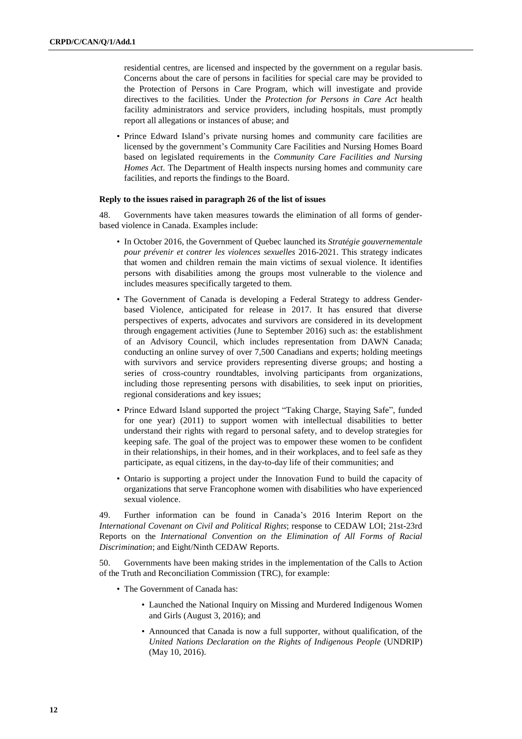residential centres, are licensed and inspected by the government on a regular basis. Concerns about the care of persons in facilities for special care may be provided to the Protection of Persons in Care Program, which will investigate and provide directives to the facilities. Under the *Protection for Persons in Care Act* health facility administrators and service providers, including hospitals, must promptly report all allegations or instances of abuse; and

- Prince Edward Island's private nursing homes and community care facilities are licensed by the government's Community Care Facilities and Nursing Homes Board based on legislated requirements in the *Community Care Facilities and Nursing Homes Act*. The Department of Health inspects nursing homes and community care facilities, and reports the findings to the Board.

**Reply to the issues raised in paragraph 26 of the list of issues**

48. Governments have taken measures towards the elimination of all forms of gender-based violence in Canada. Examples include:

- In October 2016, the Government of Quebec launched its *Stratégie gouvernementale pour prévenir et contrer les violences sexuelles* 2016-2021. This strategy indicates that women and children remain the main victims of sexual violence. It identifies persons with disabilities among the groups most vulnerable to the violence and includes measures specifically targeted to them.
- The Government of Canada is developing a Federal Strategy to address Gender-based Violence, anticipated for release in 2017. It has ensured that diverse perspectives of experts, advocates and survivors are considered in its development through engagement activities (June to September 2016) such as: the establishment of an Advisory Council, which includes representation from DAWN Canada; conducting an online survey of over 7,500 Canadians and experts; holding meetings with survivors and service providers representing diverse groups; and hosting a series of cross-country roundtables, involving participants from organizations, including those representing persons with disabilities, to seek input on priorities, regional considerations and key issues;
- Prince Edward Island supported the project "Taking Charge, Staying Safe", funded for one year) (2011) to support women with intellectual disabilities to better understand their rights with regard to personal safety, and to develop strategies for keeping safe. The goal of the project was to empower these women to be confident in their relationships, in their homes, and in their workplaces, and to feel safe as they participate, as equal citizens, in the day-to-day life of their communities; and
- Ontario is supporting a project under the Innovation Fund to build the capacity of organizations that serve Francophone women with disabilities who have experienced sexual violence.

49. Further information can be found in Canada's 2016 Interim Report on the *International Covenant on Civil and Political Rights*; response to CEDAW LOI; 21st-23rd Reports on the *International Convention on the Elimination of All Forms of Racial Discrimination*; and Eight/Ninth CEDAW Reports.

50. Governments have been making strides in the implementation of the Calls to Action of the Truth and Reconciliation Commission (TRC), for example:

- The Government of Canada has:
  - Launched the National Inquiry on Missing and Murdered Indigenous Women and Girls (August 3, 2016); and
  - Announced that Canada is now a full supporter, without qualification, of the *United Nations Declaration on the Rights of Indigenous People* (UNDRIP) (May 10, 2016).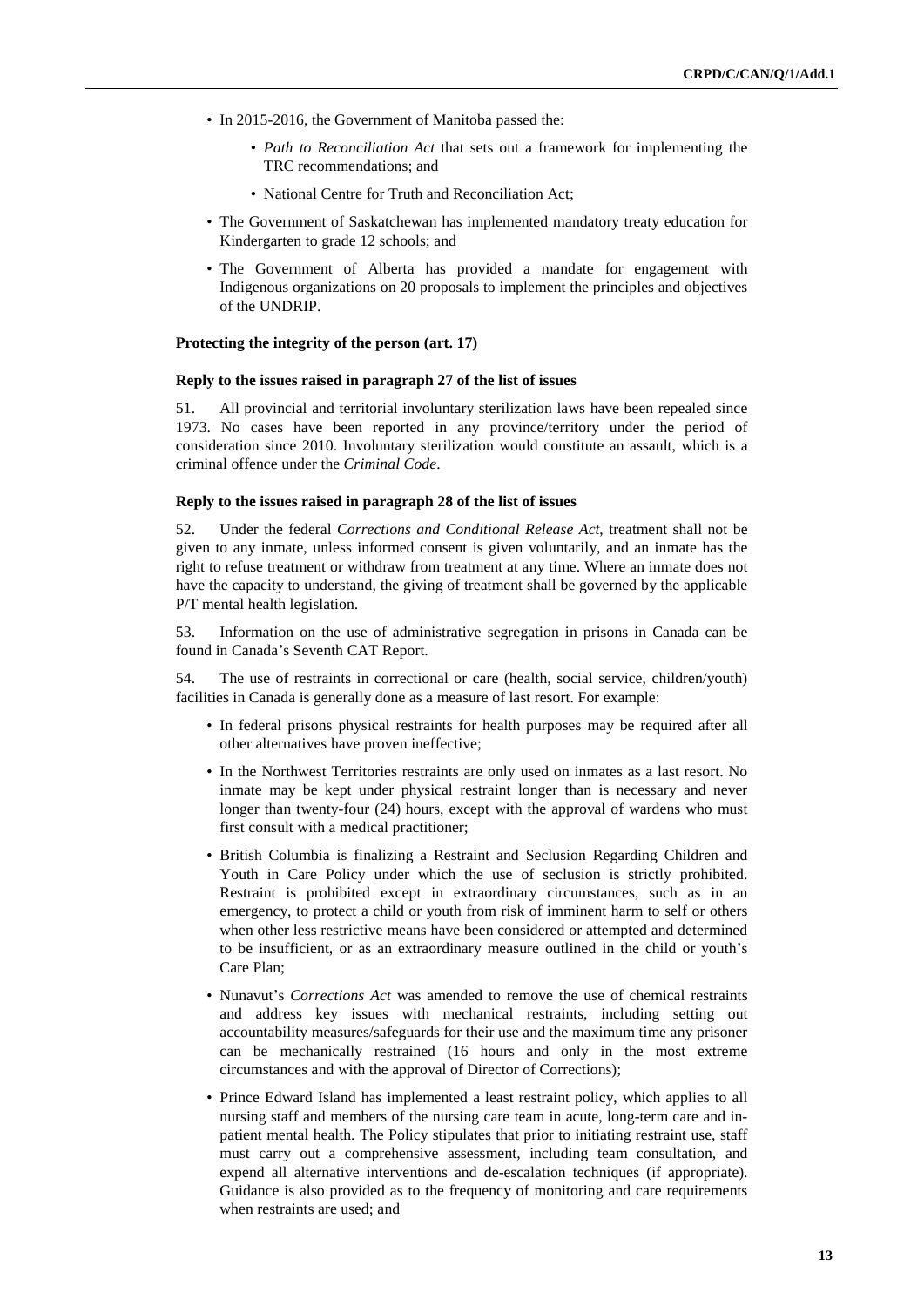- In 2015-2016, the Government of Manitoba passed the:
    - *Path to Reconciliation Act* that sets out a framework for implementing the TRC recommendations; and
    - National Centre for Truth and Reconciliation Act;
- The Government of Saskatchewan has implemented mandatory treaty education for Kindergarten to grade 12 schools; and
- The Government of Alberta has provided a mandate for engagement with Indigenous organizations on 20 proposals to implement the principles and objectives of the UNDRIP.

**Protecting the integrity of the person (art. 17)**

**Reply to the issues raised in paragraph 27 of the list of issues**

51. All provincial and territorial involuntary sterilization laws have been repealed since 1973. No cases have been reported in any province/territory under the period of consideration since 2010. Involuntary sterilization would constitute an assault, which is a criminal offence under the *Criminal Code*.

**Reply to the issues raised in paragraph 28 of the list of issues**

52. Under the federal *Corrections and Conditional Release Act*, treatment shall not be given to any inmate, unless informed consent is given voluntarily, and an inmate has the right to refuse treatment or withdraw from treatment at any time. Where an inmate does not have the capacity to understand, the giving of treatment shall be governed by the applicable P/T mental health legislation.

53. Information on the use of administrative segregation in prisons in Canada can be found in Canada's Seventh CAT Report.

54. The use of restraints in correctional or care (health, social service, children/youth) facilities in Canada is generally done as a measure of last resort. For example:

- In federal prisons physical restraints for health purposes may be required after all other alternatives have proven ineffective;
- In the Northwest Territories restraints are only used on inmates as a last resort. No inmate may be kept under physical restraint longer than is necessary and never longer than twenty-four (24) hours, except with the approval of wardens who must first consult with a medical practitioner;
- British Columbia is finalizing a Restraint and Seclusion Regarding Children and Youth in Care Policy under which the use of seclusion is strictly prohibited. Restraint is prohibited except in extraordinary circumstances, such as in an emergency, to protect a child or youth from risk of imminent harm to self or others when other less restrictive means have been considered or attempted and determined to be insufficient, or as an extraordinary measure outlined in the child or youth's Care Plan;
- Nunavut's *Corrections Act* was amended to remove the use of chemical restraints and address key issues with mechanical restraints, including setting out accountability measures/safeguards for their use and the maximum time any prisoner can be mechanically restrained (16 hours and only in the most extreme circumstances and with the approval of Director of Corrections);
- Prince Edward Island has implemented a least restraint policy, which applies to all nursing staff and members of the nursing care team in acute, long-term care and in-patient mental health. The Policy stipulates that prior to initiating restraint use, staff must carry out a comprehensive assessment, including team consultation, and expend all alternative interventions and de-escalation techniques (if appropriate). Guidance is also provided as to the frequency of monitoring and care requirements when restraints are used; and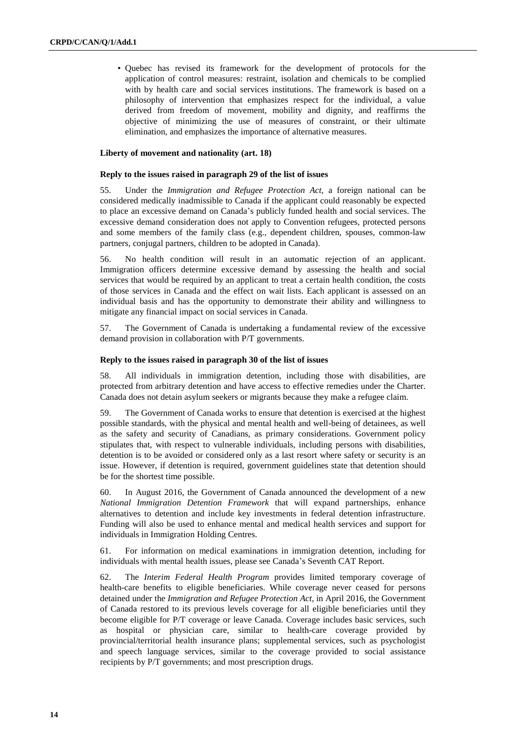- Quebec has revised its framework for the development of protocols for the application of control measures: restraint, isolation and chemicals to be complied with by health care and social services institutions. The framework is based on a philosophy of intervention that emphasizes respect for the individual, a value derived from freedom of movement, mobility and dignity, and reaffirms the objective of minimizing the use of measures of constraint, or their ultimate elimination, and emphasizes the importance of alternative measures.

### Liberty of movement and nationality (art. 18)

#### Reply to the issues raised in paragraph 29 of the list of issues

55. Under the *Immigration and Refugee Protection Act*, a foreign national can be considered medically inadmissible to Canada if the applicant could reasonably be expected to place an excessive demand on Canada's publicly funded health and social services. The excessive demand consideration does not apply to Convention refugees, protected persons and some members of the family class (e.g., dependent children, spouses, common-law partners, conjugal partners, children to be adopted in Canada).

56. No health condition will result in an automatic rejection of an applicant. Immigration officers determine excessive demand by assessing the health and social services that would be required by an applicant to treat a certain health condition, the costs of those services in Canada and the effect on wait lists. Each applicant is assessed on an individual basis and has the opportunity to demonstrate their ability and willingness to mitigate any financial impact on social services in Canada.

57. The Government of Canada is undertaking a fundamental review of the excessive demand provision in collaboration with P/T governments.

#### Reply to the issues raised in paragraph 30 of the list of issues

58. All individuals in immigration detention, including those with disabilities, are protected from arbitrary detention and have access to effective remedies under the Charter. Canada does not detain asylum seekers or migrants because they make a refugee claim.

59. The Government of Canada works to ensure that detention is exercised at the highest possible standards, with the physical and mental health and well-being of detainees, as well as the safety and security of Canadians, as primary considerations. Government policy stipulates that, with respect to vulnerable individuals, including persons with disabilities, detention is to be avoided or considered only as a last resort where safety or security is an issue. However, if detention is required, government guidelines state that detention should be for the shortest time possible.

60. In August 2016, the Government of Canada announced the development of a new *National Immigration Detention Framework* that will expand partnerships, enhance alternatives to detention and include key investments in federal detention infrastructure. Funding will also be used to enhance mental and medical health services and support for individuals in Immigration Holding Centres.

61. For information on medical examinations in immigration detention, including for individuals with mental health issues, please see Canada's Seventh CAT Report.

62. The *Interim Federal Health Program* provides limited temporary coverage of health-care benefits to eligible beneficiaries. While coverage never ceased for persons detained under the *Immigration and Refugee Protection Act*, in April 2016, the Government of Canada restored to its previous levels coverage for all eligible beneficiaries until they become eligible for P/T coverage or leave Canada. Coverage includes basic services, such as hospital or physician care, similar to health-care coverage provided by provincial/territorial health insurance plans; supplemental services, such as psychologist and speech language services, similar to the coverage provided to social assistance recipients by P/T governments; and most prescription drugs.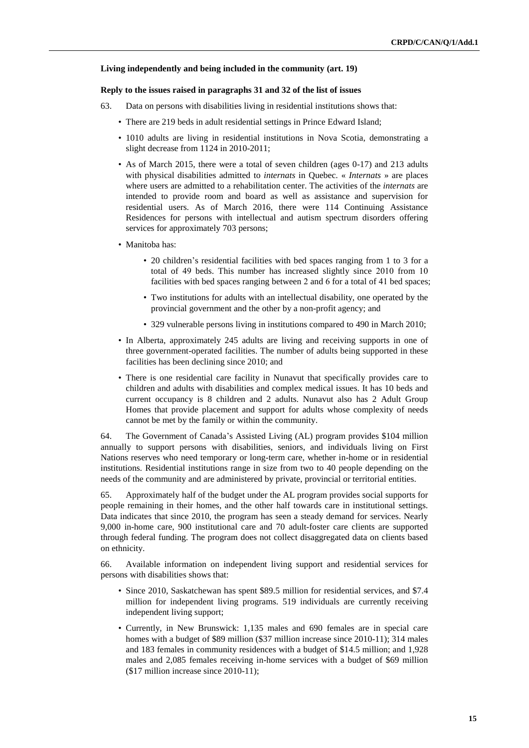**Living independently and being included in the community (art. 19)**

**Reply to the issues raised in paragraphs 31 and 32 of the list of issues**

63. Data on persons with disabilities living in residential institutions shows that:

- There are 219 beds in adult residential settings in Prince Edward Island;
- 1010 adults are living in residential institutions in Nova Scotia, demonstrating a slight decrease from 1124 in 2010-2011;
- As of March 2015, there were a total of seven children (ages 0-17) and 213 adults with physical disabilities admitted to *internats* in Quebec. « *Internats* » are places where users are admitted to a rehabilitation center. The activities of the *internats* are intended to provide room and board as well as assistance and supervision for residential users. As of March 2016, there were 114 Continuing Assistance Residences for persons with intellectual and autism spectrum disorders offering services for approximately 703 persons;
- Manitoba has:
  - 20 children's residential facilities with bed spaces ranging from 1 to 3 for a total of 49 beds. This number has increased slightly since 2010 from 10 facilities with bed spaces ranging between 2 and 6 for a total of 41 bed spaces;
  - Two institutions for adults with an intellectual disability, one operated by the provincial government and the other by a non-profit agency; and
  - 329 vulnerable persons living in institutions compared to 490 in March 2010;
- In Alberta, approximately 245 adults are living and receiving supports in one of three government-operated facilities. The number of adults being supported in these facilities has been declining since 2010; and
- There is one residential care facility in Nunavut that specifically provides care to children and adults with disabilities and complex medical issues. It has 10 beds and current occupancy is 8 children and 2 adults. Nunavut also has 2 Adult Group Homes that provide placement and support for adults whose complexity of needs cannot be met by the family or within the community.

64. The Government of Canada's Assisted Living (AL) program provides $104 million annually to support persons with disabilities, seniors, and individuals living on First Nations reserves who need temporary or long-term care, whether in-home or in residential institutions. Residential institutions range in size from two to 40 people depending on the needs of the community and are administered by private, provincial or territorial entities.

65. Approximately half of the budget under the AL program provides social supports for people remaining in their homes, and the other half towards care in institutional settings. Data indicates that since 2010, the program has seen a steady demand for services. Nearly 9,000 in-home care, 900 institutional care and 70 adult-foster care clients are supported through federal funding. The program does not collect disaggregated data on clients based on ethnicity.

66. Available information on independent living support and residential services for persons with disabilities shows that:

- Since 2010, Saskatchewan has spent $89.5 million for residential services, and $7.4 million for independent living programs. 519 individuals are currently receiving independent living support;
- Currently, in New Brunswick: 1,135 males and 690 females are in special care homes with a budget of $89 million ($37 million increase since 2010-11); 314 males and 183 females in community residences with a budget of $14.5 million; and 1,928 males and 2,085 females receiving in-home services with a budget of $69 million ($17 million increase since 2010-11);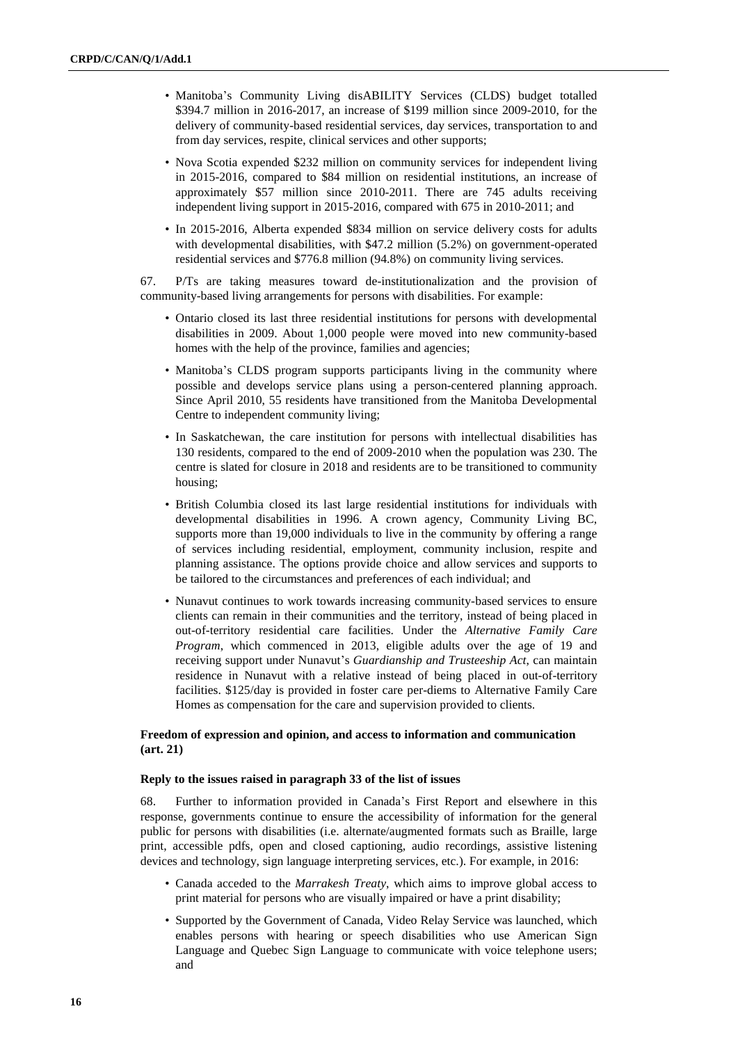- Manitoba's Community Living disABILITY Services (CLDS) budget totalled \$394.7 million in 2016-2017, an increase of \$199 million since 2009-2010, for the delivery of community-based residential services, day services, transportation to and from day services, respite, clinical services and other supports;
- Nova Scotia expended \$232 million on community services for independent living in 2015-2016, compared to \$84 million on residential institutions, an increase of approximately \$57 million since 2010-2011. There are 745 adults receiving independent living support in 2015-2016, compared with 675 in 2010-2011; and
- In 2015-2016, Alberta expended \$834 million on service delivery costs for adults with developmental disabilities, with \$47.2 million (5.2%) on government-operated residential services and \$776.8 million (94.8%) on community living services.

67. P/Ts are taking measures toward de-institutionalization and the provision of community-based living arrangements for persons with disabilities. For example:

- Ontario closed its last three residential institutions for persons with developmental disabilities in 2009. About 1,000 people were moved into new community-based homes with the help of the province, families and agencies;
- Manitoba's CLDS program supports participants living in the community where possible and develops service plans using a person-centered planning approach. Since April 2010, 55 residents have transitioned from the Manitoba Developmental Centre to independent community living;
- In Saskatchewan, the care institution for persons with intellectual disabilities has 130 residents, compared to the end of 2009-2010 when the population was 230. The centre is slated for closure in 2018 and residents are to be transitioned to community housing;
- British Columbia closed its last large residential institutions for individuals with developmental disabilities in 1996. A crown agency, Community Living BC, supports more than 19,000 individuals to live in the community by offering a range of services including residential, employment, community inclusion, respite and planning assistance. The options provide choice and allow services and supports to be tailored to the circumstances and preferences of each individual; and
- Nunavut continues to work towards increasing community-based services to ensure clients can remain in their communities and the territory, instead of being placed in out-of-territory residential care facilities. Under the *Alternative Family Care Program*, which commenced in 2013, eligible adults over the age of 19 and receiving support under Nunavut's *Guardianship and Trusteeship Act*, can maintain residence in Nunavut with a relative instead of being placed in out-of-territory facilities. \$125/day is provided in foster care per-diems to Alternative Family Care Homes as compensation for the care and supervision provided to clients.

### Freedom of expression and opinion, and access to information and communication (art. 21)

#### Reply to the issues raised in paragraph 33 of the list of issues

68. Further to information provided in Canada's First Report and elsewhere in this response, governments continue to ensure the accessibility of information for the general public for persons with disabilities (i.e. alternate/augmented formats such as Braille, large print, accessible pdfs, open and closed captioning, audio recordings, assistive listening devices and technology, sign language interpreting services, etc.). For example, in 2016:

- Canada acceded to the *Marrakesh Treaty*, which aims to improve global access to print material for persons who are visually impaired or have a print disability;
- Supported by the Government of Canada, Video Relay Service was launched, which enables persons with hearing or speech disabilities who use American Sign Language and Quebec Sign Language to communicate with voice telephone users; and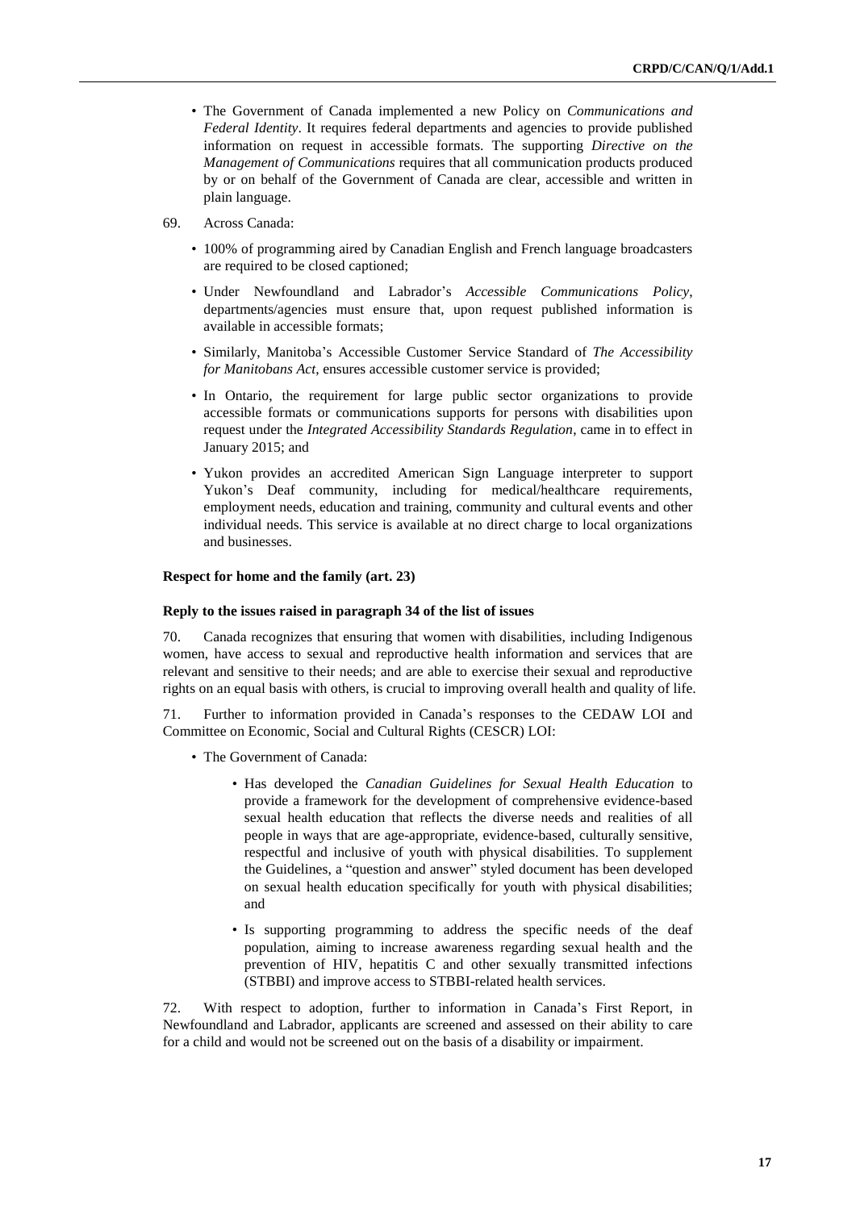- The Government of Canada implemented a new Policy on *Communications and Federal Identity*. It requires federal departments and agencies to provide published information on request in accessible formats. The supporting *Directive on the Management of Communications* requires that all communication products produced by or on behalf of the Government of Canada are clear, accessible and written in plain language.

69. Across Canada:

- 100% of programming aired by Canadian English and French language broadcasters are required to be closed captioned;
- Under Newfoundland and Labrador's *Accessible Communications Policy*, departments/agencies must ensure that, upon request published information is available in accessible formats;
- Similarly, Manitoba's Accessible Customer Service Standard of *The Accessibility for Manitobans Act*, ensures accessible customer service is provided;
- In Ontario, the requirement for large public sector organizations to provide accessible formats or communications supports for persons with disabilities upon request under the *Integrated Accessibility Standards Regulation*, came in to effect in January 2015; and
- Yukon provides an accredited American Sign Language interpreter to support Yukon's Deaf community, including for medical/healthcare requirements, employment needs, education and training, community and cultural events and other individual needs. This service is available at no direct charge to local organizations and businesses.

#### Respect for home and the family (art. 23)

#### Reply to the issues raised in paragraph 34 of the list of issues

70. Canada recognizes that ensuring that women with disabilities, including Indigenous women, have access to sexual and reproductive health information and services that are relevant and sensitive to their needs; and are able to exercise their sexual and reproductive rights on an equal basis with others, is crucial to improving overall health and quality of life.

71. Further to information provided in Canada's responses to the CEDAW LOI and Committee on Economic, Social and Cultural Rights (CESCR) LOI:

- The Government of Canada:
  - Has developed the *Canadian Guidelines for Sexual Health Education* to provide a framework for the development of comprehensive evidence-based sexual health education that reflects the diverse needs and realities of all people in ways that are age-appropriate, evidence-based, culturally sensitive, respectful and inclusive of youth with physical disabilities. To supplement the Guidelines, a "question and answer" styled document has been developed on sexual health education specifically for youth with physical disabilities; and
  - Is supporting programming to address the specific needs of the deaf population, aiming to increase awareness regarding sexual health and the prevention of HIV, hepatitis C and other sexually transmitted infections (STBBI) and improve access to STBBI-related health services.

72. With respect to adoption, further to information in Canada's First Report, in Newfoundland and Labrador, applicants are screened and assessed on their ability to care for a child and would not be screened out on the basis of a disability or impairment.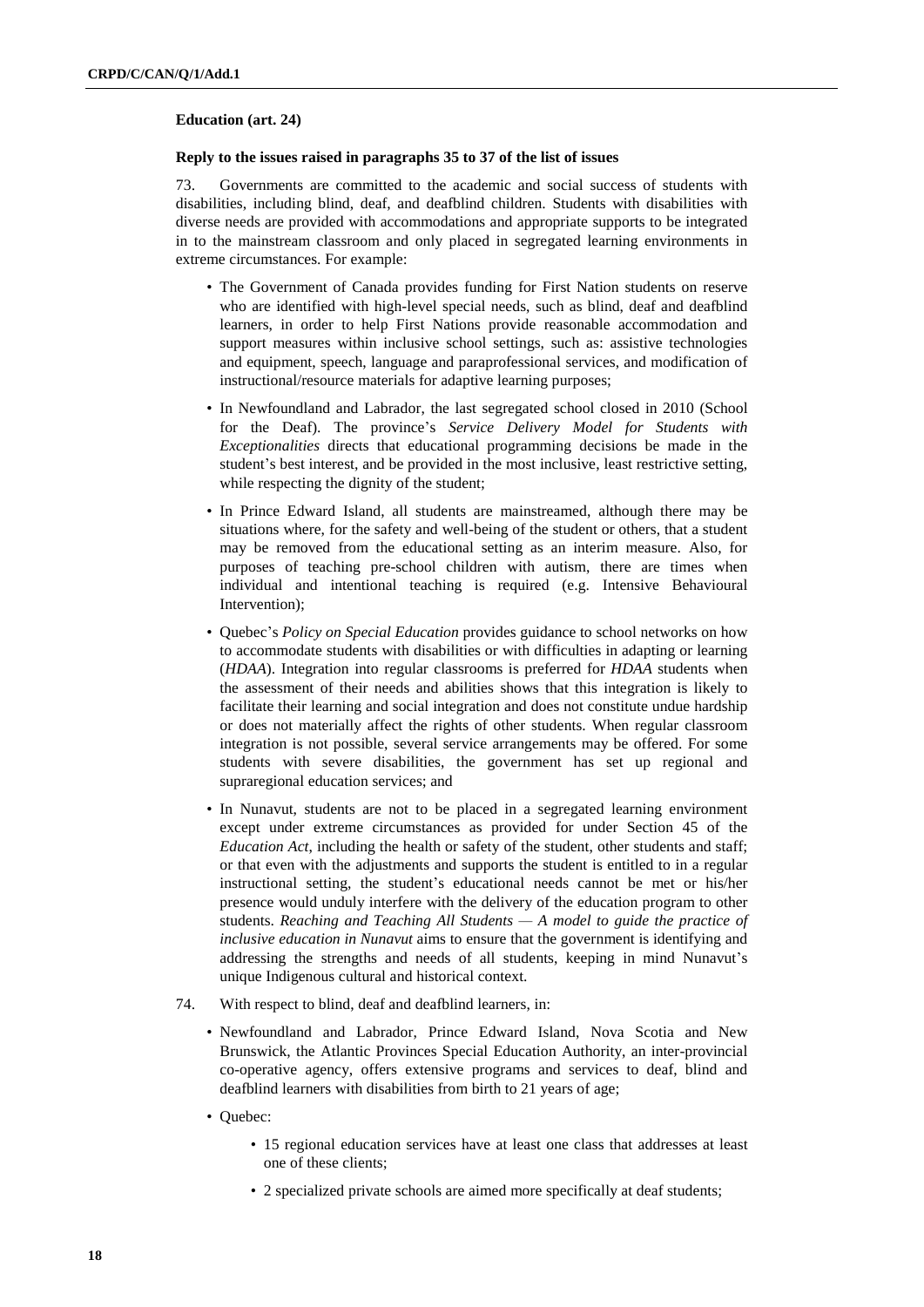**Education (art. 24)**

**Reply to the issues raised in paragraphs 35 to 37 of the list of issues**

73. Governments are committed to the academic and social success of students with disabilities, including blind, deaf, and deafblind children. Students with disabilities with diverse needs are provided with accommodations and appropriate supports to be integrated in to the mainstream classroom and only placed in segregated learning environments in extreme circumstances. For example:

- The Government of Canada provides funding for First Nation students on reserve who are identified with high-level special needs, such as blind, deaf and deafblind learners, in order to help First Nations provide reasonable accommodation and support measures within inclusive school settings, such as: assistive technologies and equipment, speech, language and paraprofessional services, and modification of instructional/resource materials for adaptive learning purposes;
- In Newfoundland and Labrador, the last segregated school closed in 2010 (School for the Deaf). The province's *Service Delivery Model for Students with Exceptionalities* directs that educational programming decisions be made in the student's best interest, and be provided in the most inclusive, least restrictive setting, while respecting the dignity of the student;
- In Prince Edward Island, all students are mainstreamed, although there may be situations where, for the safety and well-being of the student or others, that a student may be removed from the educational setting as an interim measure. Also, for purposes of teaching pre-school children with autism, there are times when individual and intentional teaching is required (e.g. Intensive Behavioural Intervention);
- Quebec's *Policy on Special Education* provides guidance to school networks on how to accommodate students with disabilities or with difficulties in adapting or learning (*HDAA*). Integration into regular classrooms is preferred for *HDAA* students when the assessment of their needs and abilities shows that this integration is likely to facilitate their learning and social integration and does not constitute undue hardship or does not materially affect the rights of other students. When regular classroom integration is not possible, several service arrangements may be offered. For some students with severe disabilities, the government has set up regional and supraregional education services; and
- In Nunavut, students are not to be placed in a segregated learning environment except under extreme circumstances as provided for under Section 45 of the *Education Act*, including the health or safety of the student, other students and staff; or that even with the adjustments and supports the student is entitled to in a regular instructional setting, the student's educational needs cannot be met or his/her presence would unduly interfere with the delivery of the education program to other students. *Reaching and Teaching All Students — A model to guide the practice of inclusive education in Nunavut* aims to ensure that the government is identifying and addressing the strengths and needs of all students, keeping in mind Nunavut's unique Indigenous cultural and historical context.

74. With respect to blind, deaf and deafblind learners, in:

- Newfoundland and Labrador, Prince Edward Island, Nova Scotia and New Brunswick, the Atlantic Provinces Special Education Authority, an inter-provincial co-operative agency, offers extensive programs and services to deaf, blind and deafblind learners with disabilities from birth to 21 years of age;
- Quebec:
  - 15 regional education services have at least one class that addresses at least one of these clients;
  - 2 specialized private schools are aimed more specifically at deaf students;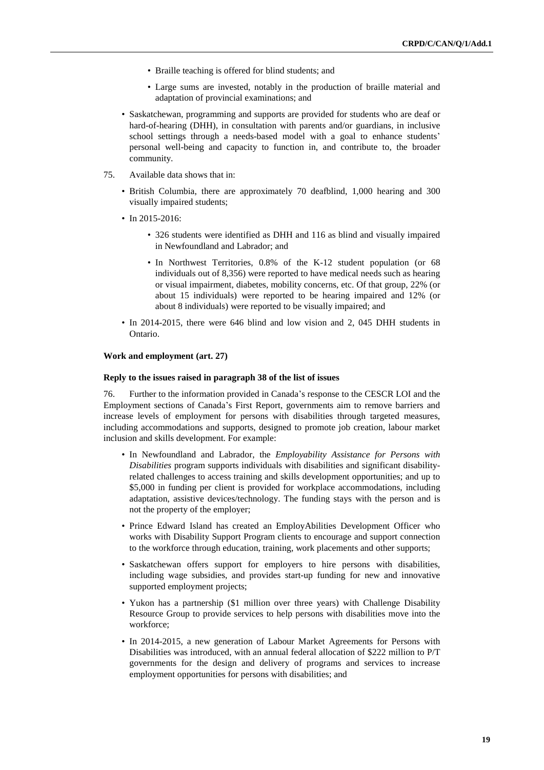- Braille teaching is offered for blind students; and
    - Large sums are invested, notably in the production of braille material and adaptation of provincial examinations; and
- Saskatchewan, programming and supports are provided for students who are deaf or hard-of-hearing (DHH), in consultation with parents and/or guardians, in inclusive school settings through a needs-based model with a goal to enhance students' personal well-being and capacity to function in, and contribute to, the broader community.

75. Available data shows that in:

- British Columbia, there are approximately 70 deafblind, 1,000 hearing and 300 visually impaired students;
- In 2015-2016:
    - 326 students were identified as DHH and 116 as blind and visually impaired in Newfoundland and Labrador; and
    - In Northwest Territories, 0.8% of the K-12 student population (or 68 individuals out of 8,356) were reported to have medical needs such as hearing or visual impairment, diabetes, mobility concerns, etc. Of that group, 22% (or about 15 individuals) were reported to be hearing impaired and 12% (or about 8 individuals) were reported to be visually impaired; and
- In 2014-2015, there were 646 blind and low vision and 2, 045 DHH students in Ontario.

### Work and employment (art. 27)

#### Reply to the issues raised in paragraph 38 of the list of issues

76. Further to the information provided in Canada's response to the CESCR LOI and the Employment sections of Canada's First Report, governments aim to remove barriers and increase levels of employment for persons with disabilities through targeted measures, including accommodations and supports, designed to promote job creation, labour market inclusion and skills development. For example:

- In Newfoundland and Labrador, the *Employability Assistance for Persons with Disabilities* program supports individuals with disabilities and significant disability-related challenges to access training and skills development opportunities; and up to $5,000 in funding per client is provided for workplace accommodations, including adaptation, assistive devices/technology. The funding stays with the person and is not the property of the employer;
- Prince Edward Island has created an EmployAbilities Development Officer who works with Disability Support Program clients to encourage and support connection to the workforce through education, training, work placements and other supports;
- Saskatchewan offers support for employers to hire persons with disabilities, including wage subsidies, and provides start-up funding for new and innovative supported employment projects;
- Yukon has a partnership ($1 million over three years) with Challenge Disability Resource Group to provide services to help persons with disabilities move into the workforce;
- In 2014-2015, a new generation of Labour Market Agreements for Persons with Disabilities was introduced, with an annual federal allocation of $222 million to P/T governments for the design and delivery of programs and services to increase employment opportunities for persons with disabilities; and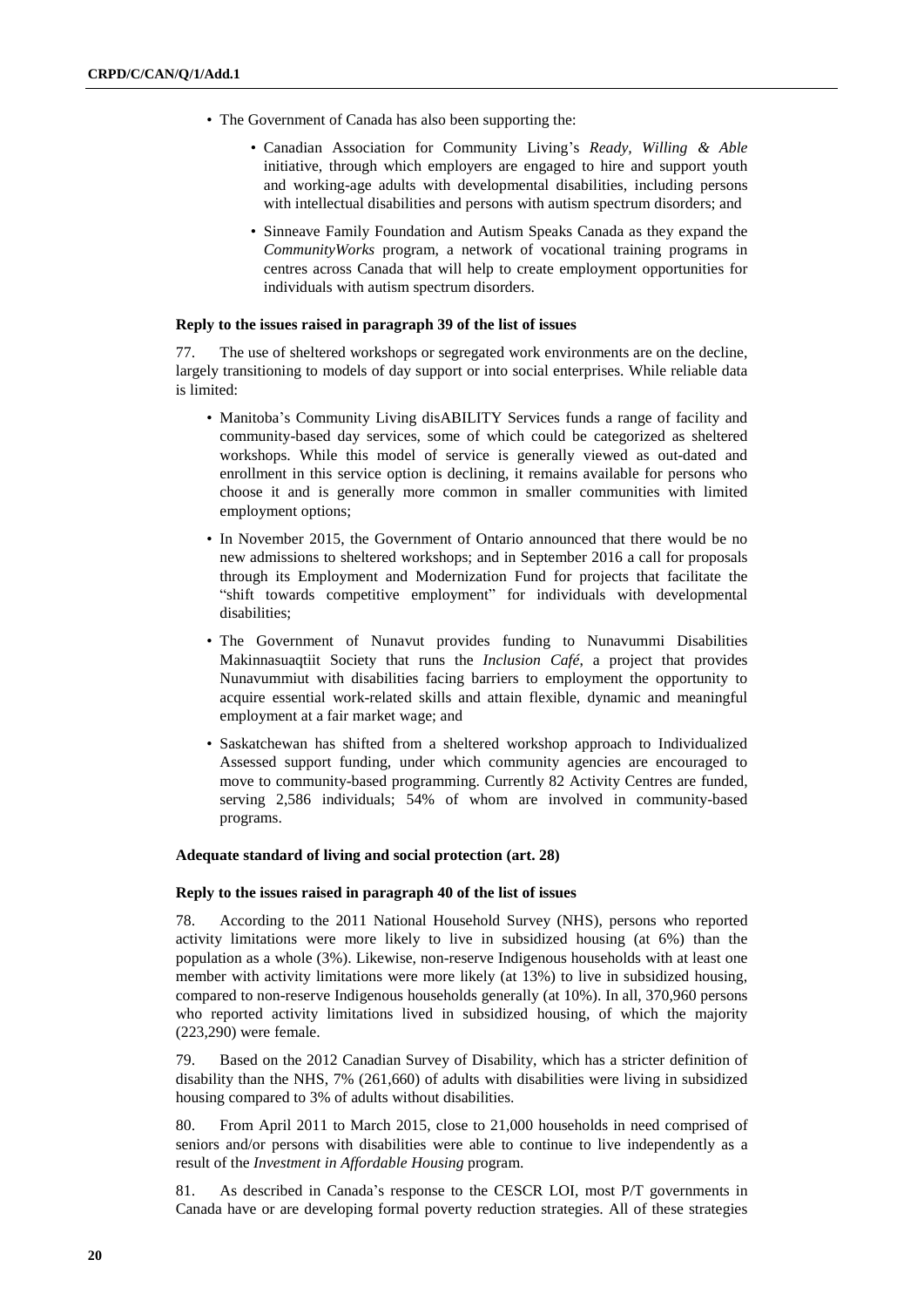- The Government of Canada has also been supporting the:
  - Canadian Association for Community Living's *Ready, Willing & Able* initiative, through which employers are engaged to hire and support youth and working-age adults with developmental disabilities, including persons with intellectual disabilities and persons with autism spectrum disorders; and
  - Sinneave Family Foundation and Autism Speaks Canada as they expand the *CommunityWorks* program, a network of vocational training programs in centres across Canada that will help to create employment opportunities for individuals with autism spectrum disorders.

**Reply to the issues raised in paragraph 39 of the list of issues**

77. The use of sheltered workshops or segregated work environments are on the decline, largely transitioning to models of day support or into social enterprises. While reliable data is limited:

- Manitoba's Community Living disABILITY Services funds a range of facility and community-based day services, some of which could be categorized as sheltered workshops. While this model of service is generally viewed as out-dated and enrollment in this service option is declining, it remains available for persons who choose it and is generally more common in smaller communities with limited employment options;
- In November 2015, the Government of Ontario announced that there would be no new admissions to sheltered workshops; and in September 2016 a call for proposals through its Employment and Modernization Fund for projects that facilitate the "shift towards competitive employment" for individuals with developmental disabilities;
- The Government of Nunavut provides funding to Nunavummi Disabilities Makinnasuaqtiit Society that runs the *Inclusion Café*, a project that provides Nunavummiut with disabilities facing barriers to employment the opportunity to acquire essential work-related skills and attain flexible, dynamic and meaningful employment at a fair market wage; and
- Saskatchewan has shifted from a sheltered workshop approach to Individualized Assessed support funding, under which community agencies are encouraged to move to community-based programming. Currently 82 Activity Centres are funded, serving 2,586 individuals; 54% of whom are involved in community-based programs.

**Adequate standard of living and social protection (art. 28)**

**Reply to the issues raised in paragraph 40 of the list of issues**

78. According to the 2011 National Household Survey (NHS), persons who reported activity limitations were more likely to live in subsidized housing (at 6%) than the population as a whole (3%). Likewise, non-reserve Indigenous households with at least one member with activity limitations were more likely (at 13%) to live in subsidized housing, compared to non-reserve Indigenous households generally (at 10%). In all, 370,960 persons who reported activity limitations lived in subsidized housing, of which the majority (223,290) were female.

79. Based on the 2012 Canadian Survey of Disability, which has a stricter definition of disability than the NHS, 7% (261,660) of adults with disabilities were living in subsidized housing compared to 3% of adults without disabilities.

80. From April 2011 to March 2015, close to 21,000 households in need comprised of seniors and/or persons with disabilities were able to continue to live independently as a result of the *Investment in Affordable Housing* program.

81. As described in Canada's response to the CESCR LOI, most P/T governments in Canada have or are developing formal poverty reduction strategies. All of these strategies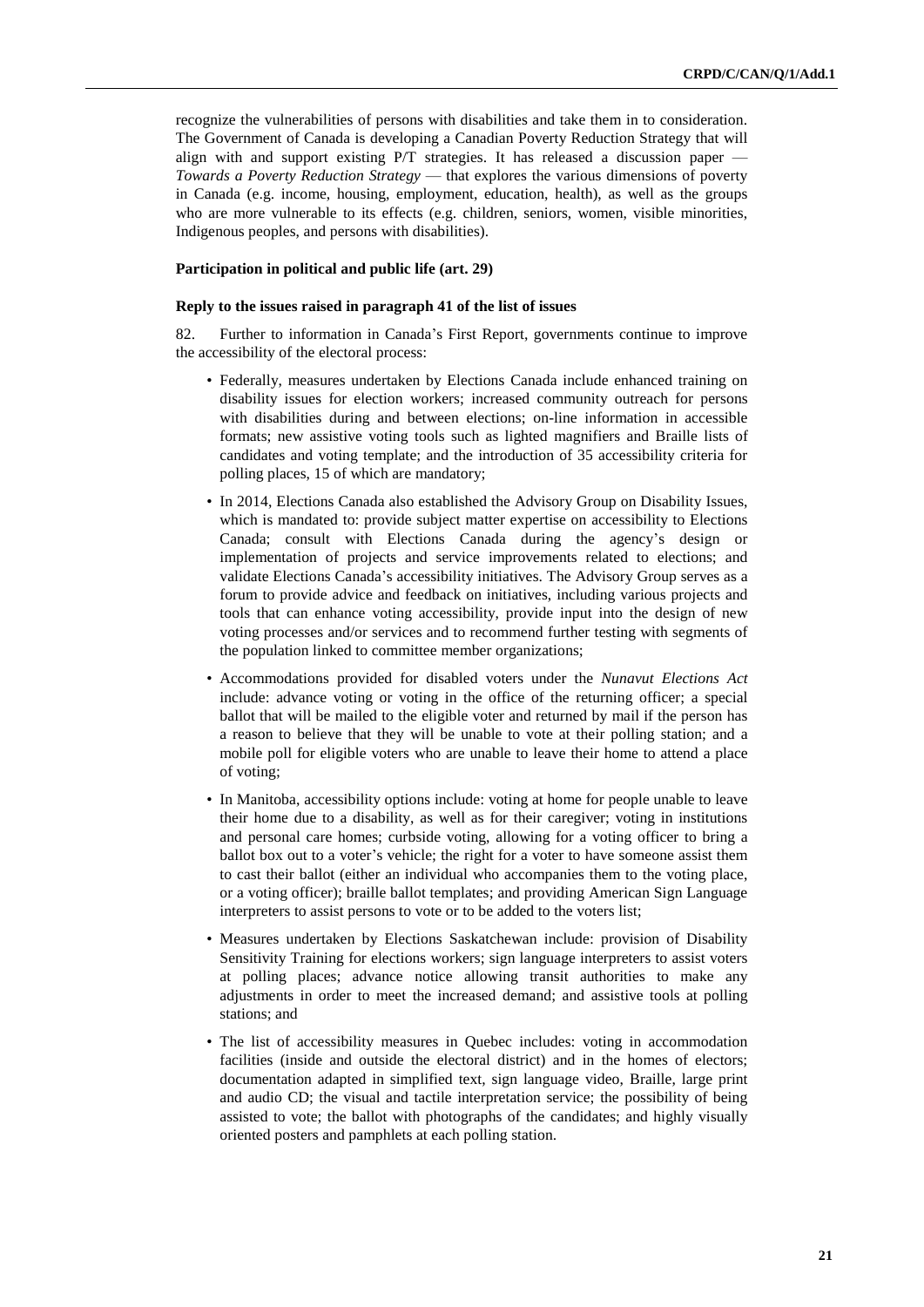recognize the vulnerabilities of persons with disabilities and take them in to consideration. The Government of Canada is developing a Canadian Poverty Reduction Strategy that will align with and support existing P/T strategies. It has released a discussion paper — *Towards a Poverty Reduction Strategy* — that explores the various dimensions of poverty in Canada (e.g. income, housing, employment, education, health), as well as the groups who are more vulnerable to its effects (e.g. children, seniors, women, visible minorities, Indigenous peoples, and persons with disabilities).

**Participation in political and public life (art. 29)**

**Reply to the issues raised in paragraph 41 of the list of issues**

82. Further to information in Canada's First Report, governments continue to improve the accessibility of the electoral process:

- Federally, measures undertaken by Elections Canada include enhanced training on disability issues for election workers; increased community outreach for persons with disabilities during and between elections; on-line information in accessible formats; new assistive voting tools such as lighted magnifiers and Braille lists of candidates and voting template; and the introduction of 35 accessibility criteria for polling places, 15 of which are mandatory;
- In 2014, Elections Canada also established the Advisory Group on Disability Issues, which is mandated to: provide subject matter expertise on accessibility to Elections Canada; consult with Elections Canada during the agency's design or implementation of projects and service improvements related to elections; and validate Elections Canada's accessibility initiatives. The Advisory Group serves as a forum to provide advice and feedback on initiatives, including various projects and tools that can enhance voting accessibility, provide input into the design of new voting processes and/or services and to recommend further testing with segments of the population linked to committee member organizations;
- Accommodations provided for disabled voters under the *Nunavut Elections Act* include: advance voting or voting in the office of the returning officer; a special ballot that will be mailed to the eligible voter and returned by mail if the person has a reason to believe that they will be unable to vote at their polling station; and a mobile poll for eligible voters who are unable to leave their home to attend a place of voting;
- In Manitoba, accessibility options include: voting at home for people unable to leave their home due to a disability, as well as for their caregiver; voting in institutions and personal care homes; curbside voting, allowing for a voting officer to bring a ballot box out to a voter's vehicle; the right for a voter to have someone assist them to cast their ballot (either an individual who accompanies them to the voting place, or a voting officer); braille ballot templates; and providing American Sign Language interpreters to assist persons to vote or to be added to the voters list;
- Measures undertaken by Elections Saskatchewan include: provision of Disability Sensitivity Training for elections workers; sign language interpreters to assist voters at polling places; advance notice allowing transit authorities to make any adjustments in order to meet the increased demand; and assistive tools at polling stations; and
- The list of accessibility measures in Quebec includes: voting in accommodation facilities (inside and outside the electoral district) and in the homes of electors; documentation adapted in simplified text, sign language video, Braille, large print and audio CD; the visual and tactile interpretation service; the possibility of being assisted to vote; the ballot with photographs of the candidates; and highly visually oriented posters and pamphlets at each polling station.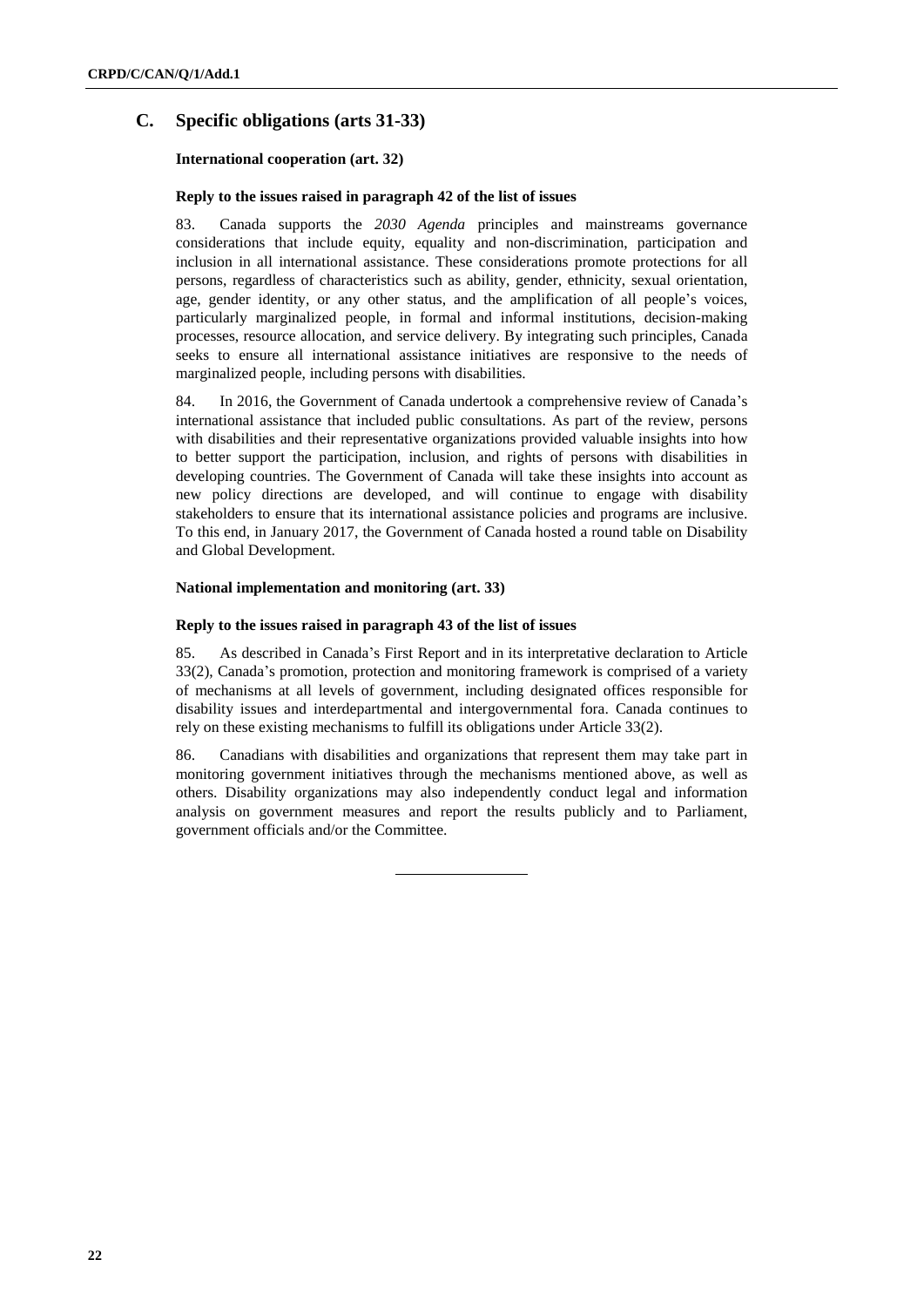## C. Specific obligations (arts 31-33)

### International cooperation (art. 32)

#### Reply to the issues raised in paragraph 42 of the list of issues

83. Canada supports the *2030 Agenda* principles and mainstreams governance considerations that include equity, equality and non-discrimination, participation and inclusion in all international assistance. These considerations promote protections for all persons, regardless of characteristics such as ability, gender, ethnicity, sexual orientation, age, gender identity, or any other status, and the amplification of all people's voices, particularly marginalized people, in formal and informal institutions, decision-making processes, resource allocation, and service delivery. By integrating such principles, Canada seeks to ensure all international assistance initiatives are responsive to the needs of marginalized people, including persons with disabilities.

84. In 2016, the Government of Canada undertook a comprehensive review of Canada's international assistance that included public consultations. As part of the review, persons with disabilities and their representative organizations provided valuable insights into how to better support the participation, inclusion, and rights of persons with disabilities in developing countries. The Government of Canada will take these insights into account as new policy directions are developed, and will continue to engage with disability stakeholders to ensure that its international assistance policies and programs are inclusive. To this end, in January 2017, the Government of Canada hosted a round table on Disability and Global Development.

### National implementation and monitoring (art. 33)

#### Reply to the issues raised in paragraph 43 of the list of issues

85. As described in Canada's First Report and in its interpretative declaration to Article 33(2), Canada's promotion, protection and monitoring framework is comprised of a variety of mechanisms at all levels of government, including designated offices responsible for disability issues and interdepartmental and intergovernmental fora. Canada continues to rely on these existing mechanisms to fulfill its obligations under Article 33(2).

86. Canadians with disabilities and organizations that represent them may take part in monitoring government initiatives through the mechanisms mentioned above, as well as others. Disability organizations may also independently conduct legal and information analysis on government measures and report the results publicly and to Parliament, government officials and/or the Committee.